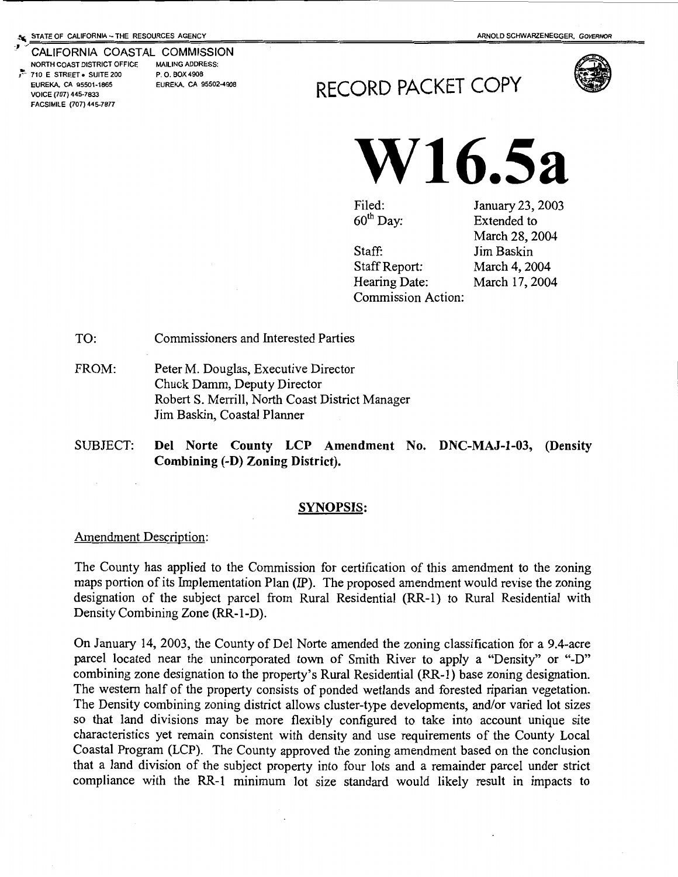STATE OF CALIFORNIA – THE RESOURCES AGENCY

ARNOLD SCHWARZENEGGER, *GOVERNOR*

CALIFORNIA COASTAL COMMISSION
NORTH COAST DISTRICT OFFICE
710 E STREET • SUITE 200
EUREKA, CA 95501-1865
VOICE (707) 445-7833
FACSIMILE (707) 445-7877

MAILING ADDRESS:
P. O. BOX 4908
EUREKA, CA 95502-4908

# RECORD PACKET COPY

# W16.5a

| | |
|---|---|
| Filed: | January 23, 2003 |
| $60^{th}$ Day: | Extended to March 28, 2004 |
| Staff: | Jim Baskin |
| Staff Report: | March 4, 2004 |
| Hearing Date: | March 17, 2004 |
| Commission Action: | |

TO: Commissioners and Interested Parties

FROM: Peter M. Douglas, Executive Director
Chuck Damm, Deputy Director
Robert S. Merrill, North Coast District Manager
Jim Baskin, Coastal Planner

SUBJECT: **Del Norte County LCP Amendment No. DNC-MAJ-1-03, (Density Combining (-D) Zoning District).**

## SYNOPSIS:

Amendment Description:

The County has applied to the Commission for certification of this amendment to the zoning maps portion of its Implementation Plan (IP). The proposed amendment would revise the zoning designation of the subject parcel from Rural Residential (RR-1) to Rural Residential with Density Combining Zone (RR-1-D).

On January 14, 2003, the County of Del Norte amended the zoning classification for a 9.4-acre parcel located near the unincorporated town of Smith River to apply a "Density" or "-D" combining zone designation to the property's Rural Residential (RR-1) base zoning designation. The western half of the property consists of ponded wetlands and forested riparian vegetation. The Density combining zoning district allows cluster-type developments, and/or varied lot sizes so that land divisions may be more flexibly configured to take into account unique site characteristics yet remain consistent with density and use requirements of the County Local Coastal Program (LCP). The County approved the zoning amendment based on the conclusion that a land division of the subject property into four lots and a remainder parcel under strict compliance with the RR-1 minimum lot size standard would likely result in impacts to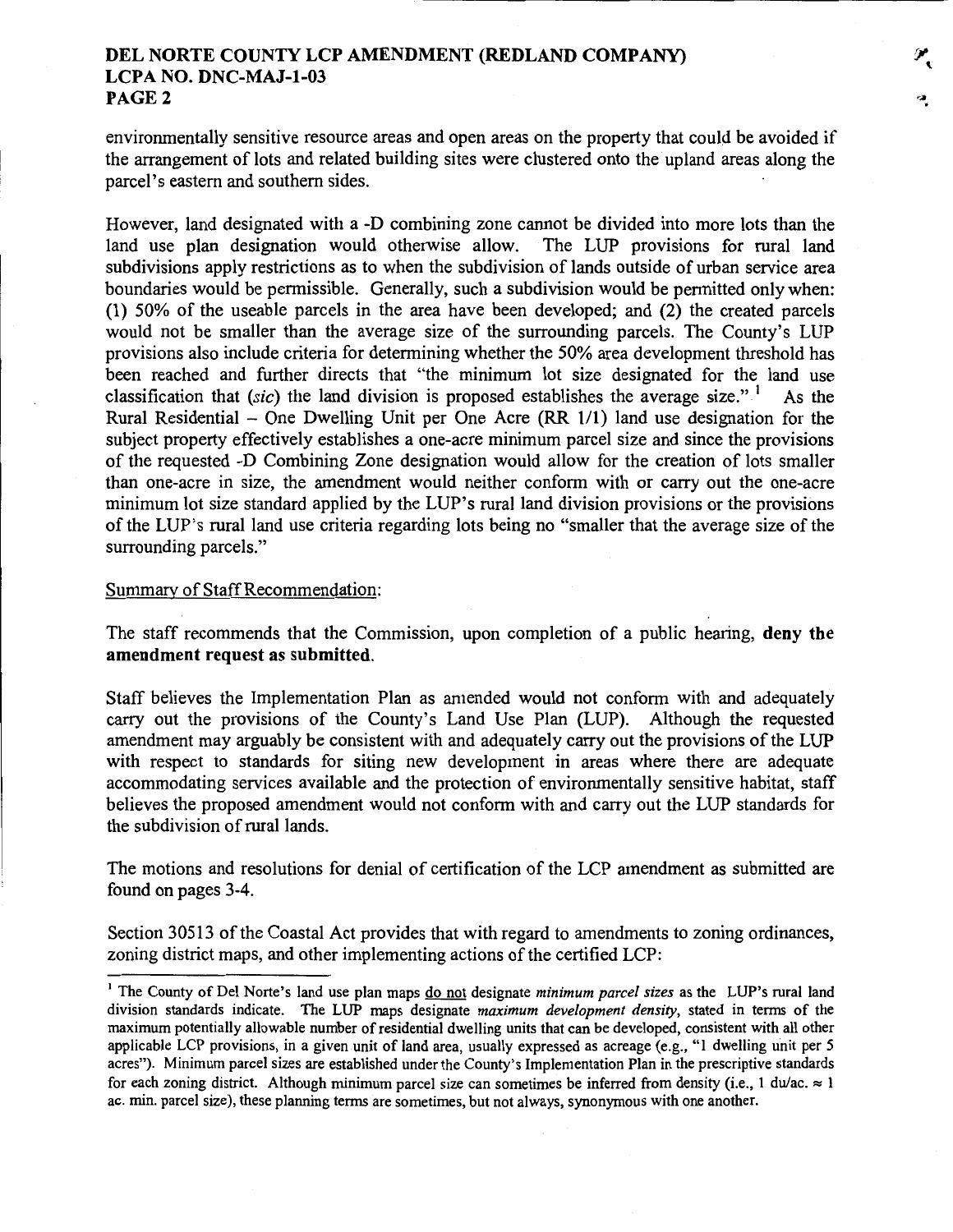environmentally sensitive resource areas and open areas on the property that could be avoided if the arrangement of lots and related building sites were clustered onto the upland areas along the parcel's eastern and southern sides.

However, land designated with a -D combining zone cannot be divided into more lots than the land use plan designation would otherwise allow. The LUP provisions for rural land subdivisions apply restrictions as to when the subdivision of lands outside of urban service area boundaries would be permissible. Generally, such a subdivision would be permitted only when: (1) 50% of the useable parcels in the area have been developed; and (2) the created parcels would not be smaller than the average size of the surrounding parcels. The County's LUP provisions also include criteria for determining whether the 50% area development threshold has been reached and further directs that "the minimum lot size designated for the land use classification that (*sic*) the land division is proposed establishes the average size."[1] As the Rural Residential – One Dwelling Unit per One Acre (RR 1/1) land use designation for the subject property effectively establishes a one-acre minimum parcel size and since the provisions of the requested -D Combining Zone designation would allow for the creation of lots smaller than one-acre in size, the amendment would neither conform with or carry out the one-acre minimum lot size standard applied by the LUP's rural land division provisions or the provisions of the LUP's rural land use criteria regarding lots being no "smaller that the average size of the surrounding parcels."

Summary of Staff Recommendation:

The staff recommends that the Commission, upon completion of a public hearing, **deny the amendment request as submitted.**

Staff believes the Implementation Plan as amended would not conform with and adequately carry out the provisions of the County's Land Use Plan (LUP). Although the requested amendment may arguably be consistent with and adequately carry out the provisions of the LUP with respect to standards for siting new development in areas where there are adequate accommodating services available and the protection of environmentally sensitive habitat, staff believes the proposed amendment would not conform with and carry out the LUP standards for the subdivision of rural lands.

The motions and resolutions for denial of certification of the LCP amendment as submitted are found on pages 3-4.

Section 30513 of the Coastal Act provides that with regard to amendments to zoning ordinances, zoning district maps, and other implementing actions of the certified LCP:

---

[1] The County of Del Norte's land use plan maps do not designate *minimum parcel sizes* as the LUP's rural land division standards indicate. The LUP maps designate *maximum development density*, stated in terms of the maximum potentially allowable number of residential dwelling units that can be developed, consistent with all other applicable LCP provisions, in a given unit of land area, usually expressed as acreage (e.g., "1 dwelling unit per 5 acres"). Minimum parcel sizes are established under the County's Implementation Plan in the prescriptive standards for each zoning district. Although minimum parcel size can sometimes be inferred from density (i.e., 1 du/ac. ≈ 1 ac. min. parcel size), these planning terms are sometimes, but not always, synonymous with one another.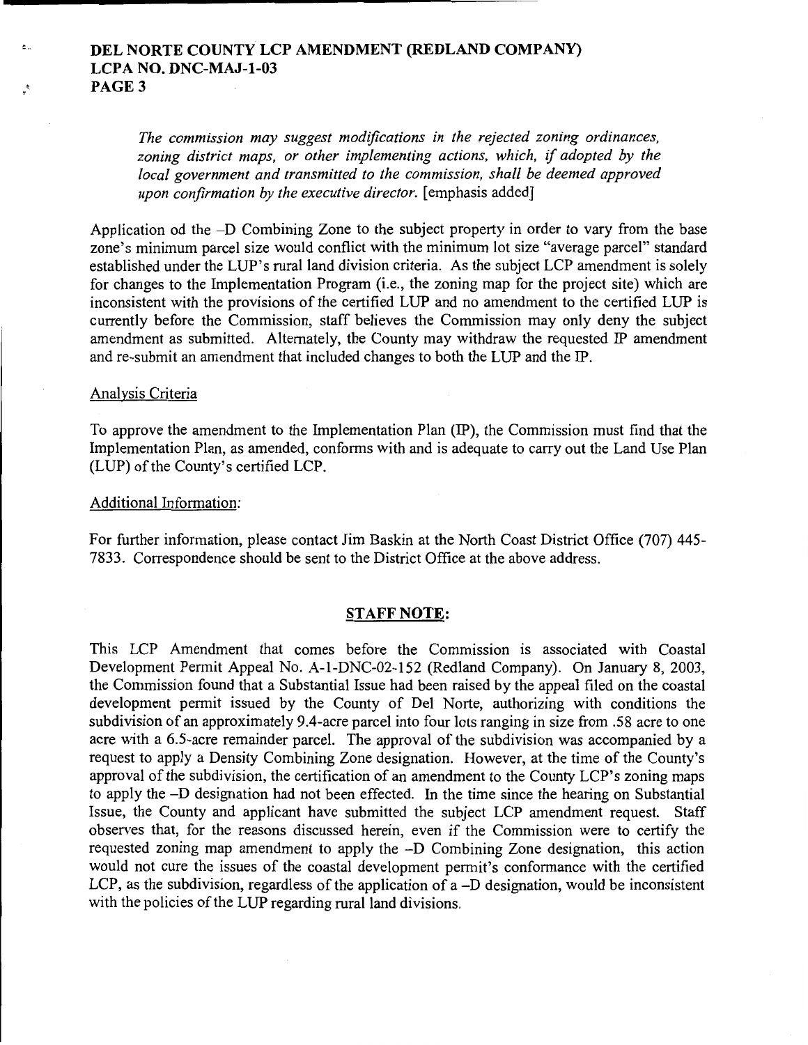*The commission may suggest modifications in the rejected zoning ordinances, zoning district maps, or other implementing actions, which, if adopted by the local government and transmitted to the commission, shall be deemed approved upon confirmation by the executive director.* [emphasis added]

Application od the –D Combining Zone to the subject property in order to vary from the base zone's minimum parcel size would conflict with the minimum lot size "average parcel" standard established under the LUP's rural land division criteria. As the subject LCP amendment is solely for changes to the Implementation Program (i.e., the zoning map for the project site) which are inconsistent with the provisions of the certified LUP and no amendment to the certified LUP is currently before the Commission, staff believes the Commission may only deny the subject amendment as submitted. Alternately, the County may withdraw the requested IP amendment and re-submit an amendment that included changes to both the LUP and the IP.

Analysis Criteria

To approve the amendment to the Implementation Plan (IP), the Commission must find that the Implementation Plan, as amended, conforms with and is adequate to carry out the Land Use Plan (LUP) of the County's certified LCP.

Additional Information:

For further information, please contact Jim Baskin at the North Coast District Office (707) 445-7833. Correspondence should be sent to the District Office at the above address.

## STAFF NOTE:

This LCP Amendment that comes before the Commission is associated with Coastal Development Permit Appeal No. A-1-DNC-02-152 (Redland Company). On January 8, 2003, the Commission found that a Substantial Issue had been raised by the appeal filed on the coastal development permit issued by the County of Del Norte, authorizing with conditions the subdivision of an approximately 9.4-acre parcel into four lots ranging in size from .58 acre to one acre with a 6.5-acre remainder parcel. The approval of the subdivision was accompanied by a request to apply a Density Combining Zone designation. However, at the time of the County's approval of the subdivision, the certification of an amendment to the County LCP's zoning maps to apply the –D designation had not been effected. In the time since the hearing on Substantial Issue, the County and applicant have submitted the subject LCP amendment request. Staff observes that, for the reasons discussed herein, even if the Commission were to certify the requested zoning map amendment to apply the –D Combining Zone designation, this action would not cure the issues of the coastal development permit's conformance with the certified LCP, as the subdivision, regardless of the application of a –D designation, would be inconsistent with the policies of the LUP regarding rural land divisions.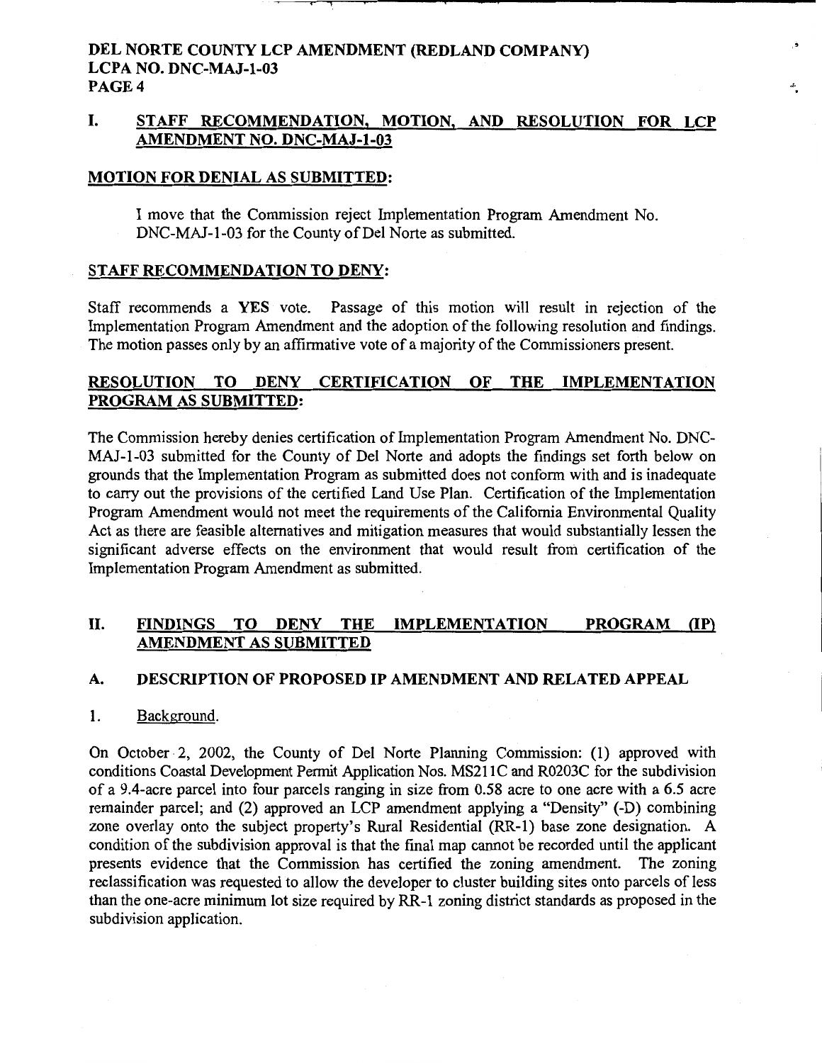## I. STAFF RECOMMENDATION, MOTION, AND RESOLUTION FOR LCP AMENDMENT NO. DNC-MAJ-1-03

### MOTION FOR DENIAL AS SUBMITTED:

I move that the Commission reject Implementation Program Amendment No. DNC-MAJ-1-03 for the County of Del Norte as submitted.

### STAFF RECOMMENDATION TO DENY:

Staff recommends a **YES** vote. Passage of this motion will result in rejection of the Implementation Program Amendment and the adoption of the following resolution and findings. The motion passes only by an affirmative vote of a majority of the Commissioners present.

### RESOLUTION TO DENY CERTIFICATION OF THE IMPLEMENTATION PROGRAM AS SUBMITTED:

The Commission hereby denies certification of Implementation Program Amendment No. DNC-MAJ-1-03 submitted for the County of Del Norte and adopts the findings set forth below on grounds that the Implementation Program as submitted does not conform with and is inadequate to carry out the provisions of the certified Land Use Plan. Certification of the Implementation Program Amendment would not meet the requirements of the California Environmental Quality Act as there are feasible alternatives and mitigation measures that would substantially lessen the significant adverse effects on the environment that would result from certification of the Implementation Program Amendment as submitted.

## II. FINDINGS TO DENY THE IMPLEMENTATION PROGRAM (IP) AMENDMENT AS SUBMITTED

### A. DESCRIPTION OF PROPOSED IP AMENDMENT AND RELATED APPEAL

1. Background.

On October 2, 2002, the County of Del Norte Planning Commission: (1) approved with conditions Coastal Development Permit Application Nos. MS211C and R0203C for the subdivision of a 9.4-acre parcel into four parcels ranging in size from 0.58 acre to one acre with a 6.5 acre remainder parcel; and (2) approved an LCP amendment applying a "Density" (-D) combining zone overlay onto the subject property's Rural Residential (RR-1) base zone designation. A condition of the subdivision approval is that the final map cannot be recorded until the applicant presents evidence that the Commission has certified the zoning amendment. The zoning reclassification was requested to allow the developer to cluster building sites onto parcels of less than the one-acre minimum lot size required by RR-1 zoning district standards as proposed in the subdivision application.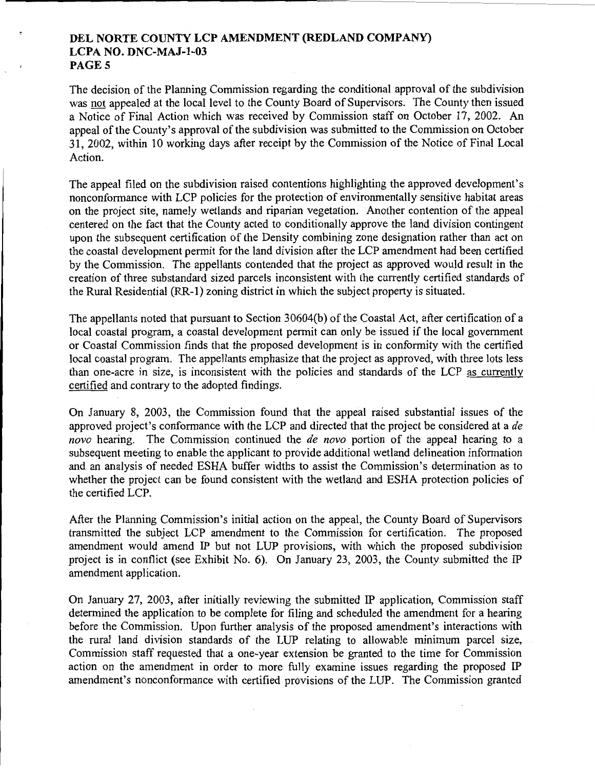The decision of the Planning Commission regarding the conditional approval of the subdivision was not appealed at the local level to the County Board of Supervisors. The County then issued a Notice of Final Action which was received by Commission staff on October 17, 2002. An appeal of the County's approval of the subdivision was submitted to the Commission on October 31, 2002, within 10 working days after receipt by the Commission of the Notice of Final Local Action.

The appeal filed on the subdivision raised contentions highlighting the approved development's nonconformance with LCP policies for the protection of environmentally sensitive habitat areas on the project site, namely wetlands and riparian vegetation. Another contention of the appeal centered on the fact that the County acted to conditionally approve the land division contingent upon the subsequent certification of the Density combining zone designation rather than act on the coastal development permit for the land division after the LCP amendment had been certified by the Commission. The appellants contended that the project as approved would result in the creation of three substandard sized parcels inconsistent with the currently certified standards of the Rural Residential (RR-1) zoning district in which the subject property is situated.

The appellants noted that pursuant to Section 30604(b) of the Coastal Act, after certification of a local coastal program, a coastal development permit can only be issued if the local government or Coastal Commission finds that the proposed development is in conformity with the certified local coastal program. The appellants emphasize that the project as approved, with three lots less than one-acre in size, is inconsistent with the policies and standards of the LCP as currently certified and contrary to the adopted findings.

On January 8, 2003, the Commission found that the appeal raised substantial issues of the approved project's conformance with the LCP and directed that the project be considered at a *de novo* hearing. The Commission continued the *de novo* portion of the appeal hearing to a subsequent meeting to enable the applicant to provide additional wetland delineation information and an analysis of needed ESHA buffer widths to assist the Commission's determination as to whether the project can be found consistent with the wetland and ESHA protection policies of the certified LCP.

After the Planning Commission's initial action on the appeal, the County Board of Supervisors transmitted the subject LCP amendment to the Commission for certification. The proposed amendment would amend IP but not LUP provisions, with which the proposed subdivision project is in conflict (see Exhibit No. 6). On January 23, 2003, the County submitted the IP amendment application.

On January 27, 2003, after initially reviewing the submitted IP application, Commission staff determined the application to be complete for filing and scheduled the amendment for a hearing before the Commission. Upon further analysis of the proposed amendment's interactions with the rural land division standards of the LUP relating to allowable minimum parcel size, Commission staff requested that a one-year extension be granted to the time for Commission action on the amendment in order to more fully examine issues regarding the proposed IP amendment's nonconformance with certified provisions of the LUP. The Commission granted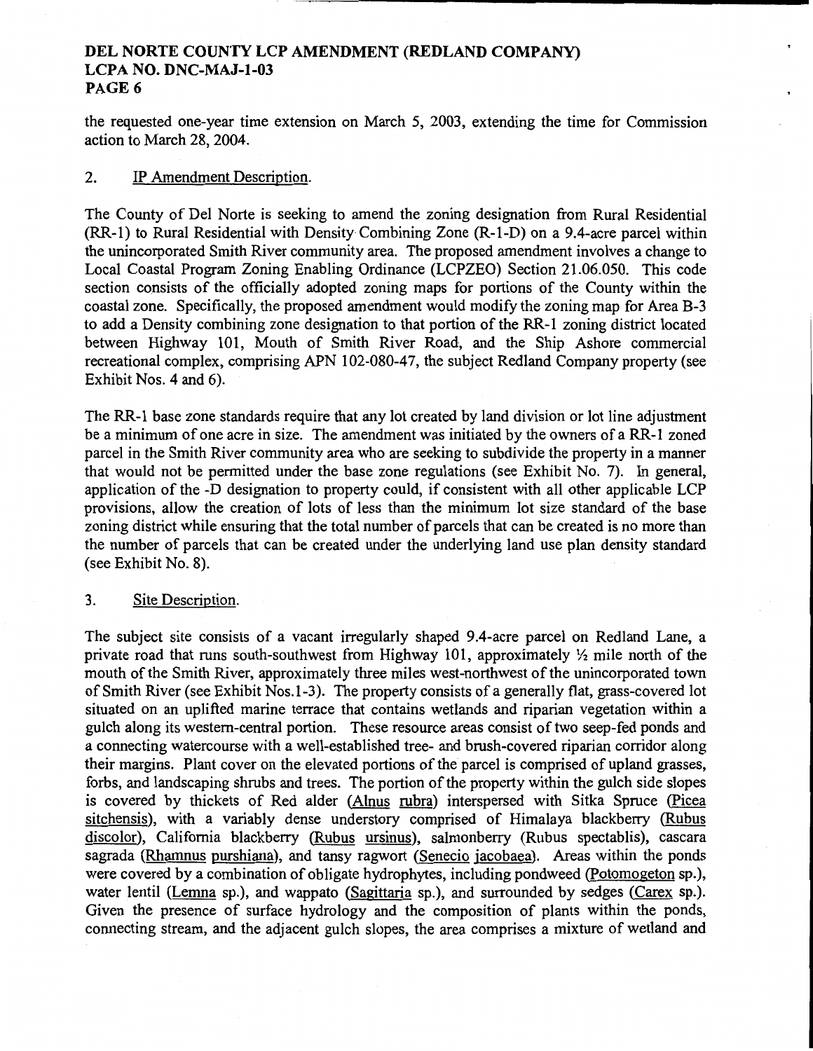the requested one-year time extension on March 5, 2003, extending the time for Commission action to March 28, 2004.

2. <u>IP Amendment Description</u>.

The County of Del Norte is seeking to amend the zoning designation from Rural Residential (RR-1) to Rural Residential with Density Combining Zone (R-1-D) on a 9.4-acre parcel within the unincorporated Smith River community area. The proposed amendment involves a change to Local Coastal Program Zoning Enabling Ordinance (LCPZEO) Section 21.06.050. This code section consists of the officially adopted zoning maps for portions of the County within the coastal zone. Specifically, the proposed amendment would modify the zoning map for Area B-3 to add a Density combining zone designation to that portion of the RR-1 zoning district located between Highway 101, Mouth of Smith River Road, and the Ship Ashore commercial recreational complex, comprising APN 102-080-47, the subject Redland Company property (see Exhibit Nos. 4 and 6).

The RR-1 base zone standards require that any lot created by land division or lot line adjustment be a minimum of one acre in size. The amendment was initiated by the owners of a RR-1 zoned parcel in the Smith River community area who are seeking to subdivide the property in a manner that would not be permitted under the base zone regulations (see Exhibit No. 7). In general, application of the -D designation to property could, if consistent with all other applicable LCP provisions, allow the creation of lots of less than the minimum lot size standard of the base zoning district while ensuring that the total number of parcels that can be created is no more than the number of parcels that can be created under the underlying land use plan density standard (see Exhibit No. 8).

3. <u>Site Description</u>.

The subject site consists of a vacant irregularly shaped 9.4-acre parcel on Redland Lane, a private road that runs south-southwest from Highway 101, approximately ½ mile north of the mouth of the Smith River, approximately three miles west-northwest of the unincorporated town of Smith River (see Exhibit Nos.1-3). The property consists of a generally flat, grass-covered lot situated on an uplifted marine terrace that contains wetlands and riparian vegetation within a gulch along its western-central portion. These resource areas consist of two seep-fed ponds and a connecting watercourse with a well-established tree- and brush-covered riparian corridor along their margins. Plant cover on the elevated portions of the parcel is comprised of upland grasses, forbs, and landscaping shrubs and trees. The portion of the property within the gulch side slopes is covered by thickets of Red alder (<u>Alnus rubra</u>) interspersed with Sitka Spruce (<u>Picea sitchensis</u>), with a variably dense understory comprised of Himalaya blackberry (<u>Rubus discolor</u>), California blackberry (<u>Rubus ursinus</u>), salmonberry (Rubus spectablis), cascara sagrada (<u>Rhamnus purshiana</u>), and tansy ragwort (<u>Senecio jacobaea</u>). Areas within the ponds were covered by a combination of obligate hydrophytes, including pondweed (<u>Potomogeton</u> sp.), water lentil (<u>Lemna</u> sp.), and wappato (<u>Sagittaria</u> sp.), and surrounded by sedges (<u>Carex</u> sp.). Given the presence of surface hydrology and the composition of plants within the ponds, connecting stream, and the adjacent gulch slopes, the area comprises a mixture of wetland and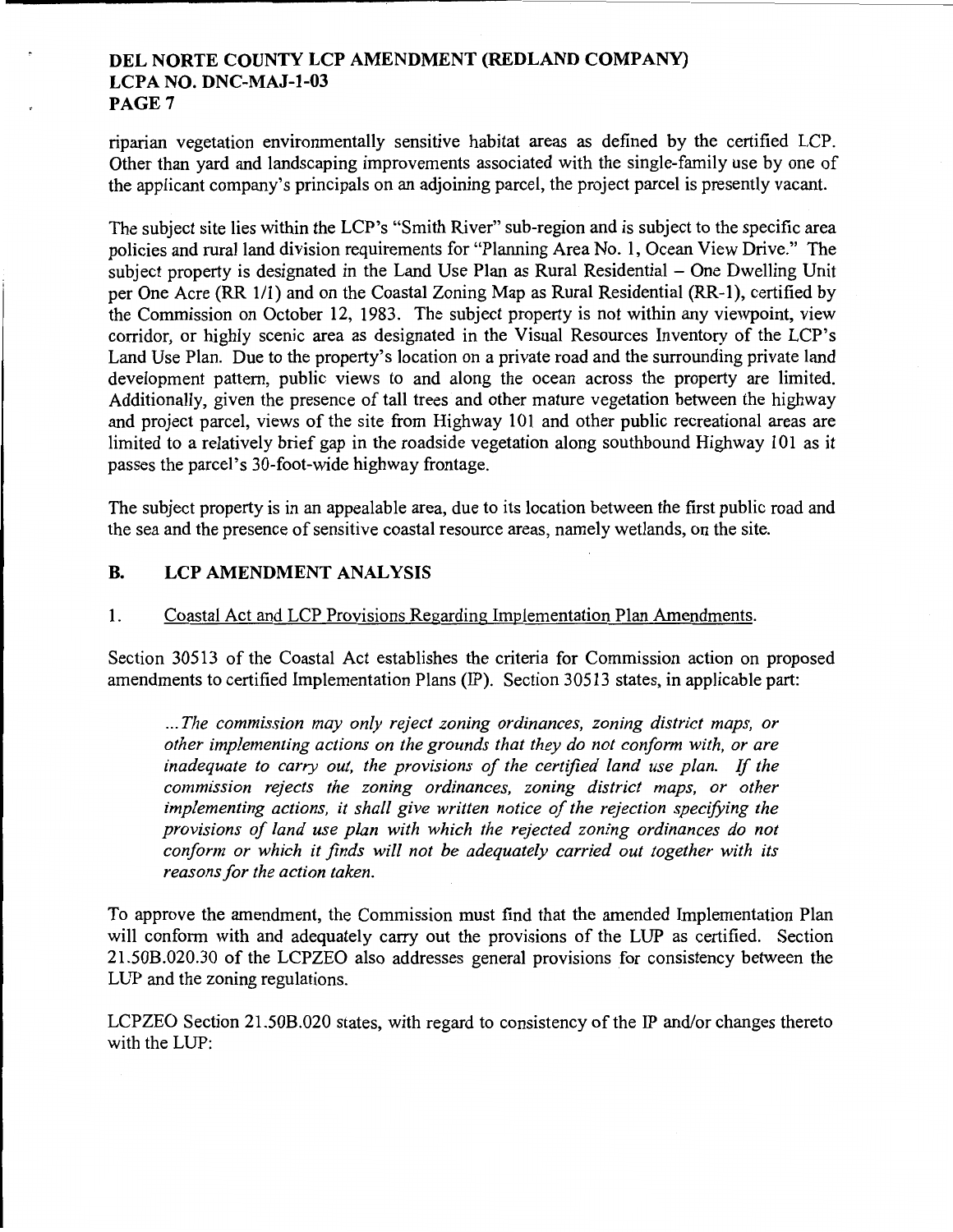riparian vegetation environmentally sensitive habitat areas as defined by the certified LCP. Other than yard and landscaping improvements associated with the single-family use by one of the applicant company's principals on an adjoining parcel, the project parcel is presently vacant.

The subject site lies within the LCP's "Smith River" sub-region and is subject to the specific area policies and rural land division requirements for "Planning Area No. 1, Ocean View Drive." The subject property is designated in the Land Use Plan as Rural Residential – One Dwelling Unit per One Acre (RR 1/1) and on the Coastal Zoning Map as Rural Residential (RR-1), certified by the Commission on October 12, 1983. The subject property is not within any viewpoint, view corridor, or highly scenic area as designated in the Visual Resources Inventory of the LCP's Land Use Plan. Due to the property's location on a private road and the surrounding private land development pattern, public views to and along the ocean across the property are limited. Additionally, given the presence of tall trees and other mature vegetation between the highway and project parcel, views of the site from Highway 101 and other public recreational areas are limited to a relatively brief gap in the roadside vegetation along southbound Highway 101 as it passes the parcel's 30-foot-wide highway frontage.

The subject property is in an appealable area, due to its location between the first public road and the sea and the presence of sensitive coastal resource areas, namely wetlands, on the site.

## B. LCP AMENDMENT ANALYSIS

### 1. Coastal Act and LCP Provisions Regarding Implementation Plan Amendments.

Section 30513 of the Coastal Act establishes the criteria for Commission action on proposed amendments to certified Implementation Plans (IP). Section 30513 states, in applicable part:

> *...The commission may only reject zoning ordinances, zoning district maps, or other implementing actions on the grounds that they do not conform with, or are inadequate to carry out, the provisions of the certified land use plan. If the commission rejects the zoning ordinances, zoning district maps, or other implementing actions, it shall give written notice of the rejection specifying the provisions of land use plan with which the rejected zoning ordinances do not conform or which it finds will not be adequately carried out together with its reasons for the action taken.*

To approve the amendment, the Commission must find that the amended Implementation Plan will conform with and adequately carry out the provisions of the LUP as certified. Section 21.50B.020.30 of the LCPZEO also addresses general provisions for consistency between the LUP and the zoning regulations.

LCPZEO Section 21.50B.020 states, with regard to consistency of the IP and/or changes thereto with the LUP: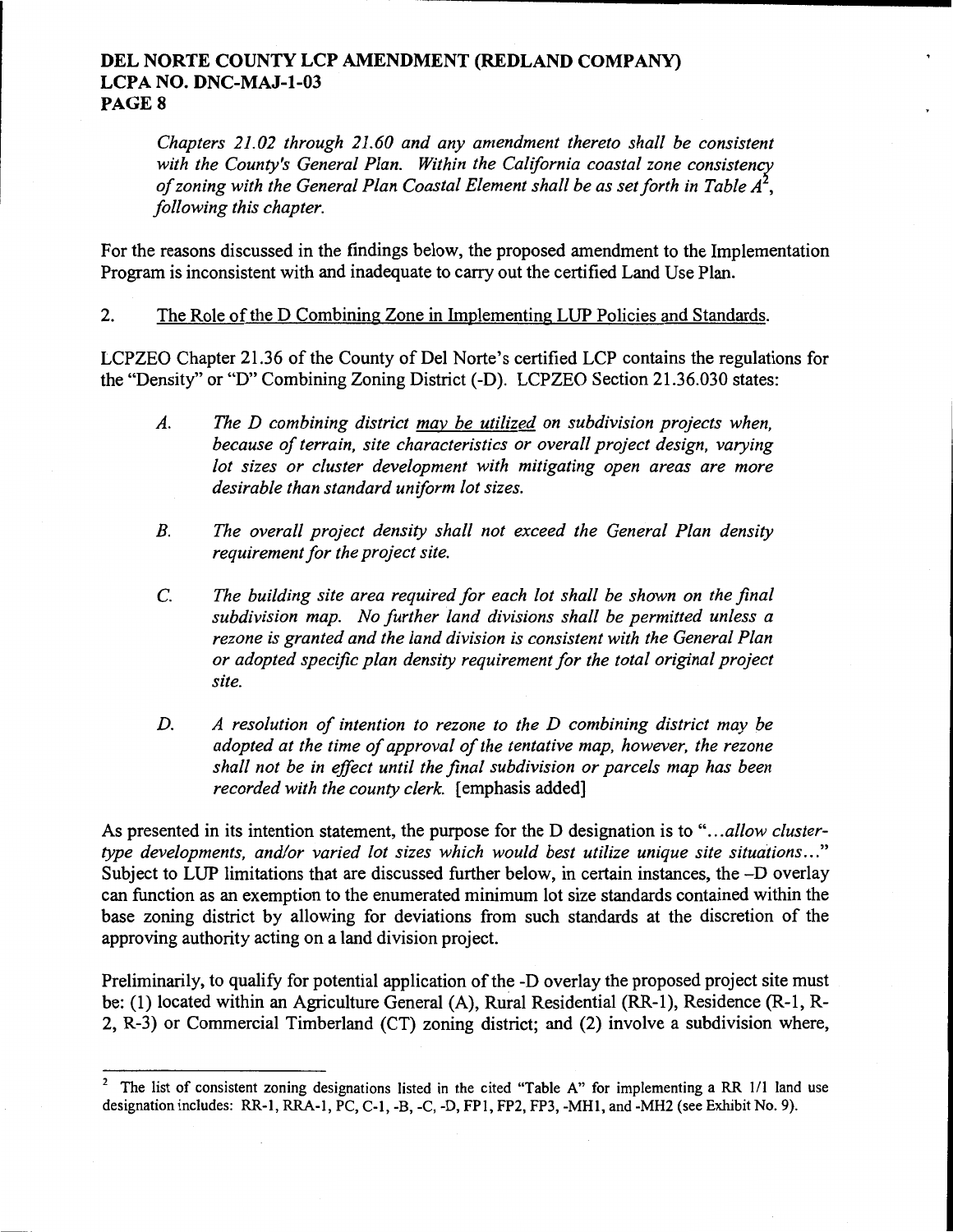*Chapters 21.02 through 21.60 and any amendment thereto shall be consistent with the County's General Plan. Within the California coastal zone consistency of zoning with the General Plan Coastal Element shall be as set forth in Table A*[2]*, following this chapter.*

For the reasons discussed in the findings below, the proposed amendment to the Implementation Program is inconsistent with and inadequate to carry out the certified Land Use Plan.

2. The Role of the D Combining Zone in Implementing LUP Policies and Standards.

LCPZEO Chapter 21.36 of the County of Del Norte's certified LCP contains the regulations for the "Density" or "D" Combining Zoning District (-D). LCPZEO Section 21.36.030 states:

> *A. The D combining district may be utilized on subdivision projects when, because of terrain, site characteristics or overall project design, varying lot sizes or cluster development with mitigating open areas are more desirable than standard uniform lot sizes.*
>
> *B. The overall project density shall not exceed the General Plan density requirement for the project site.*
>
> *C. The building site area required for each lot shall be shown on the final subdivision map. No further land divisions shall be permitted unless a rezone is granted and the land division is consistent with the General Plan or adopted specific plan density requirement for the total original project site.*
>
> *D. A resolution of intention to rezone to the D combining district may be adopted at the time of approval of the tentative map, however, the rezone shall not be in effect until the final subdivision or parcels map has been recorded with the county clerk.* [emphasis added]

As presented in its intention statement, the purpose for the D designation is to "*...allow cluster-type developments, and/or varied lot sizes which would best utilize unique site situations...*" Subject to LUP limitations that are discussed further below, in certain instances, the –D overlay can function as an exemption to the enumerated minimum lot size standards contained within the base zoning district by allowing for deviations from such standards at the discretion of the approving authority acting on a land division project.

Preliminarily, to qualify for potential application of the -D overlay the proposed project site must be: (1) located within an Agriculture General (A), Rural Residential (RR-1), Residence (R-1, R-2, R-3) or Commercial Timberland (CT) zoning district; and (2) involve a subdivision where,

---

[2] The list of consistent zoning designations listed in the cited "Table A" for implementing a RR 1/1 land use designation includes: RR-1, RRA-1, PC, C-1, -B, -C, -D, FP1, FP2, FP3, -MH1, and -MH2 (see Exhibit No. 9).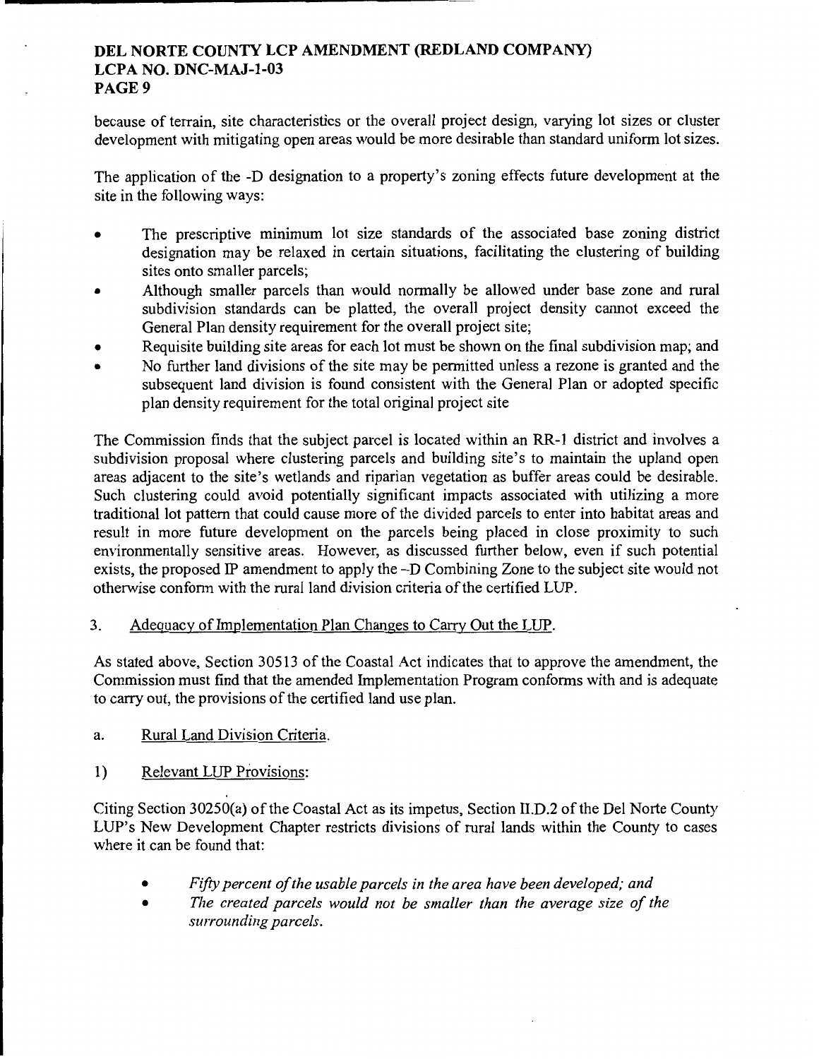because of terrain, site characteristics or the overall project design, varying lot sizes or cluster development with mitigating open areas would be more desirable than standard uniform lot sizes.

The application of the -D designation to a property's zoning effects future development at the site in the following ways:

- The prescriptive minimum lot size standards of the associated base zoning district designation may be relaxed in certain situations, facilitating the clustering of building sites onto smaller parcels;
- Although smaller parcels than would normally be allowed under base zone and rural subdivision standards can be platted, the overall project density cannot exceed the General Plan density requirement for the overall project site;
- Requisite building site areas for each lot must be shown on the final subdivision map; and
- No further land divisions of the site may be permitted unless a rezone is granted and the subsequent land division is found consistent with the General Plan or adopted specific plan density requirement for the total original project site

The Commission finds that the subject parcel is located within an RR-1 district and involves a subdivision proposal where clustering parcels and building site's to maintain the upland open areas adjacent to the site's wetlands and riparian vegetation as buffer areas could be desirable. Such clustering could avoid potentially significant impacts associated with utilizing a more traditional lot pattern that could cause more of the divided parcels to enter into habitat areas and result in more future development on the parcels being placed in close proximity to such environmentally sensitive areas. However, as discussed further below, even if such potential exists, the proposed IP amendment to apply the –D Combining Zone to the subject site would not otherwise conform with the rural land division criteria of the certified LUP.

3. Adequacy of Implementation Plan Changes to Carry Out the LUP.

As stated above, Section 30513 of the Coastal Act indicates that to approve the amendment, the Commission must find that the amended Implementation Program conforms with and is adequate to carry out, the provisions of the certified land use plan.

a. Rural Land Division Criteria.

1) Relevant LUP Provisions:

Citing Section 30250(a) of the Coastal Act as its impetus, Section II.D.2 of the Del Norte County LUP's New Development Chapter restricts divisions of rural lands within the County to cases where it can be found that:

- *Fifty percent of the usable parcels in the area have been developed; and*
- *The created parcels would not be smaller than the average size of the surrounding parcels.*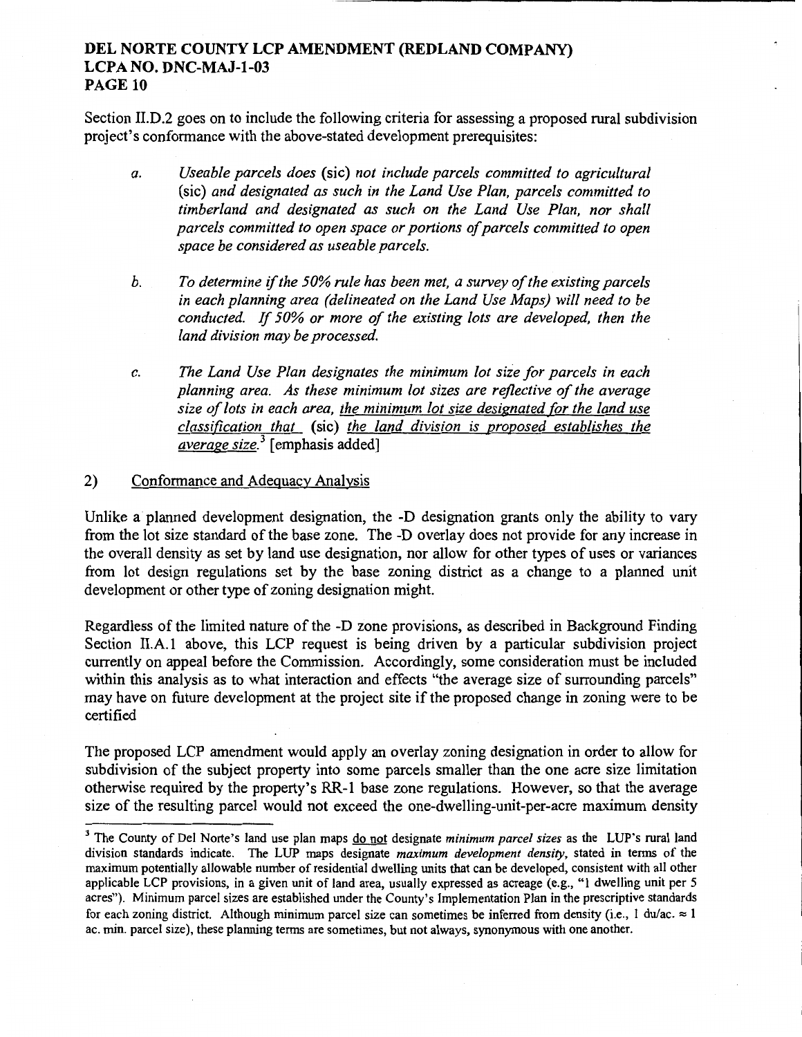Section II.D.2 goes on to include the following criteria for assessing a proposed rural subdivision project's conformance with the above-stated development prerequisites:

> a. *Useable parcels does* (sic) *not include parcels committed to agricultural* (sic) *and designated as such in the Land Use Plan, parcels committed to timberland and designated as such on the Land Use Plan, nor shall parcels committed to open space or portions of parcels committed to open space be considered as useable parcels.*
>
> b. *To determine if the 50% rule has been met, a survey of the existing parcels in each planning area (delineated on the Land Use Maps) will need to be conducted. If 50% or more of the existing lots are developed, then the land division may be processed.*
>
> c. *The Land Use Plan designates the minimum lot size for parcels in each planning area. As these minimum lot sizes are reflective of the average size of lots in each area, <u>the minimum lot size designated for the land use classification that</u>* (sic) *<u>the land division is proposed establishes the average size.</u>*[3] [emphasis added]

## 2) Conformance and Adequacy Analysis

Unlike a planned development designation, the -D designation grants only the ability to vary from the lot size standard of the base zone. The -D overlay does not provide for any increase in the overall density as set by land use designation, nor allow for other types of uses or variances from lot design regulations set by the base zoning district as a change to a planned unit development or other type of zoning designation might.

Regardless of the limited nature of the -D zone provisions, as described in Background Finding Section II.A.1 above, this LCP request is being driven by a particular subdivision project currently on appeal before the Commission. Accordingly, some consideration must be included within this analysis as to what interaction and effects "the average size of surrounding parcels" may have on future development at the project site if the proposed change in zoning were to be certified

The proposed LCP amendment would apply an overlay zoning designation in order to allow for subdivision of the subject property into some parcels smaller than the one acre size limitation otherwise required by the property's RR-1 base zone regulations. However, so that the average size of the resulting parcel would not exceed the one-dwelling-unit-per-acre maximum density

---

[3] The County of Del Norte's land use plan maps <u>do not</u> designate *minimum parcel sizes* as the LUP's rural land division standards indicate. The LUP maps designate *maximum development density*, stated in terms of the maximum potentially allowable number of residential dwelling units that can be developed, consistent with all other applicable LCP provisions, in a given unit of land area, usually expressed as acreage (e.g., "1 dwelling unit per 5 acres"). Minimum parcel sizes are established under the County's Implementation Plan in the prescriptive standards for each zoning district. Although minimum parcel size can sometimes be inferred from density (i.e., 1 du/ac. ≈ 1 ac. min. parcel size), these planning terms are sometimes, but not always, synonymous with one another.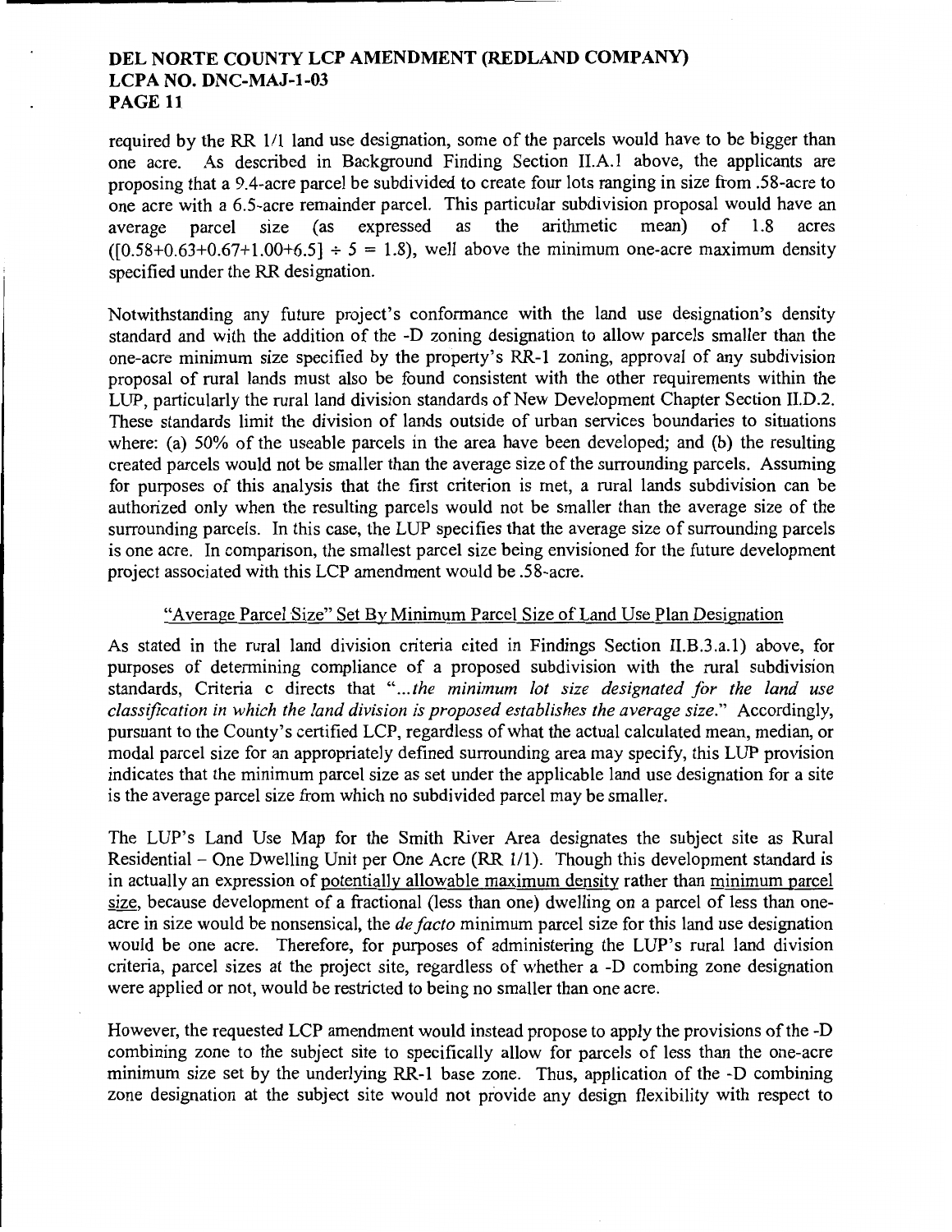required by the RR 1/1 land use designation, some of the parcels would have to be bigger than one acre. As described in Background Finding Section II.A.1 above, the applicants are proposing that a 9.4-acre parcel be subdivided to create four lots ranging in size from .58-acre to one acre with a 6.5-acre remainder parcel. This particular subdivision proposal would have an average parcel size (as expressed as the arithmetic mean) of 1.8 acres ($[0.58+0.63+0.67+1.00+6.5] \div 5 = 1.8$), well above the minimum one-acre maximum density specified under the RR designation.

Notwithstanding any future project's conformance with the land use designation's density standard and with the addition of the -D zoning designation to allow parcels smaller than the one-acre minimum size specified by the property's RR-1 zoning, approval of any subdivision proposal of rural lands must also be found consistent with the other requirements within the LUP, particularly the rural land division standards of New Development Chapter Section II.D.2. These standards limit the division of lands outside of urban services boundaries to situations where: (a) 50% of the useable parcels in the area have been developed; and (b) the resulting created parcels would not be smaller than the average size of the surrounding parcels. Assuming for purposes of this analysis that the first criterion is met, a rural lands subdivision can be authorized only when the resulting parcels would not be smaller than the average size of the surrounding parcels. In this case, the LUP specifies that the average size of surrounding parcels is one acre. In comparison, the smallest parcel size being envisioned for the future development project associated with this LCP amendment would be .58-acre.

<u>"Average Parcel Size" Set By Minimum Parcel Size of Land Use Plan Designation</u>

As stated in the rural land division criteria cited in Findings Section II.B.3.a.1) above, for purposes of determining compliance of a proposed subdivision with the rural subdivision standards, Criteria c directs that "*...the minimum lot size designated for the land use classification in which the land division is proposed establishes the average size.*" Accordingly, pursuant to the County's certified LCP, regardless of what the actual calculated mean, median, or modal parcel size for an appropriately defined surrounding area may specify, this LUP provision indicates that the minimum parcel size as set under the applicable land use designation for a site is the average parcel size from which no subdivided parcel may be smaller.

The LUP's Land Use Map for the Smith River Area designates the subject site as Rural Residential – One Dwelling Unit per One Acre (RR 1/1). Though this development standard is in actually an expression of <u>potentially allowable maximum density</u> rather than <u>minimum parcel size</u>, because development of a fractional (less than one) dwelling on a parcel of less than one-acre in size would be nonsensical, the *de facto* minimum parcel size for this land use designation would be one acre. Therefore, for purposes of administering the LUP's rural land division criteria, parcel sizes at the project site, regardless of whether a -D combing zone designation were applied or not, would be restricted to being no smaller than one acre.

However, the requested LCP amendment would instead propose to apply the provisions of the -D combining zone to the subject site to specifically allow for parcels of less than the one-acre minimum size set by the underlying RR-1 base zone. Thus, application of the -D combining zone designation at the subject site would not provide any design flexibility with respect to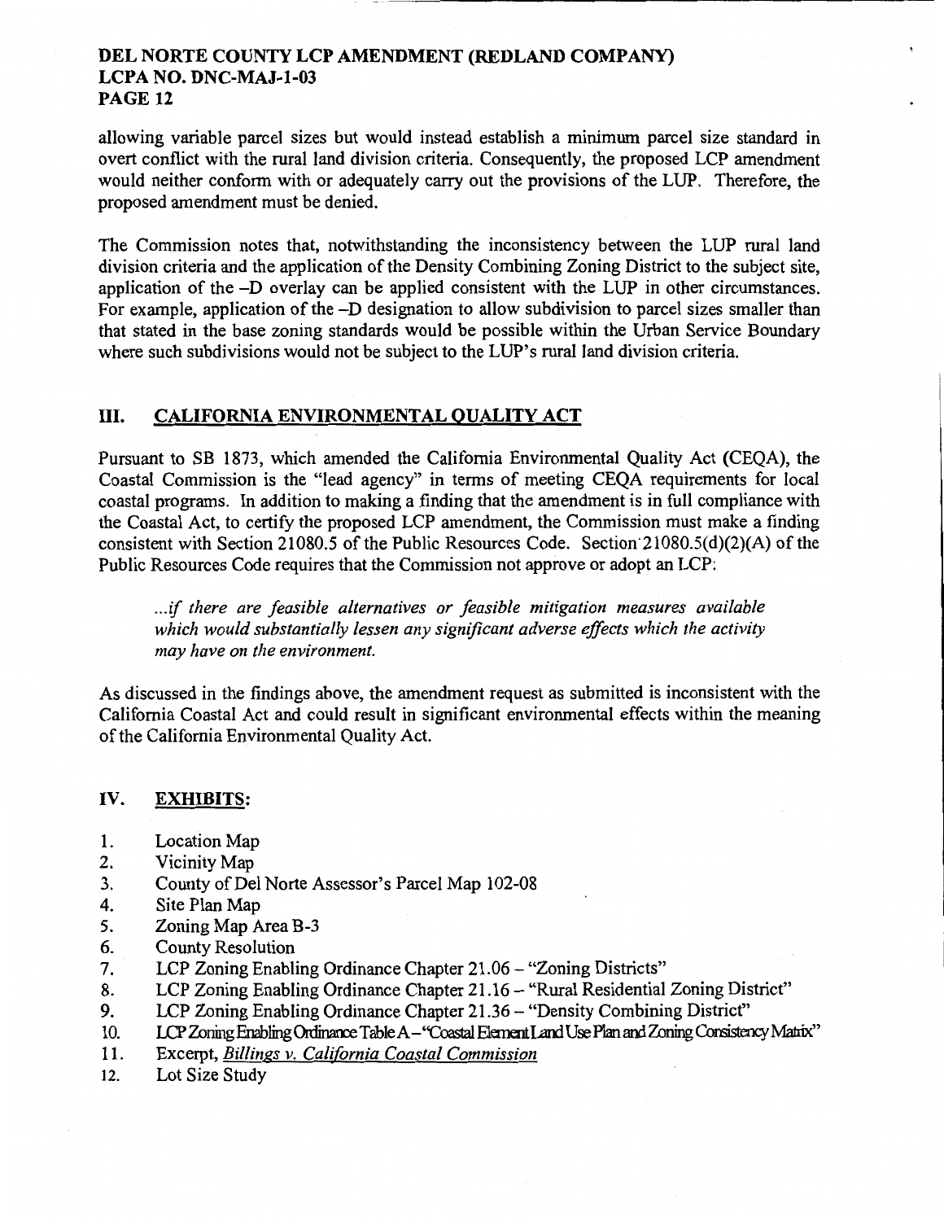allowing variable parcel sizes but would instead establish a minimum parcel size standard in overt conflict with the rural land division criteria. Consequently, the proposed LCP amendment would neither conform with or adequately carry out the provisions of the LUP. Therefore, the proposed amendment must be denied.

The Commission notes that, notwithstanding the inconsistency between the LUP rural land division criteria and the application of the Density Combining Zoning District to the subject site, application of the –D overlay can be applied consistent with the LUP in other circumstances. For example, application of the –D designation to allow subdivision to parcel sizes smaller than that stated in the base zoning standards would be possible within the Urban Service Boundary where such subdivisions would not be subject to the LUP's rural land division criteria.

## III. CALIFORNIA ENVIRONMENTAL QUALITY ACT

Pursuant to SB 1873, which amended the California Environmental Quality Act (CEQA), the Coastal Commission is the "lead agency" in terms of meeting CEQA requirements for local coastal programs. In addition to making a finding that the amendment is in full compliance with the Coastal Act, to certify the proposed LCP amendment, the Commission must make a finding consistent with Section 21080.5 of the Public Resources Code. Section 21080.5(d)(2)(A) of the Public Resources Code requires that the Commission not approve or adopt an LCP:

> *...if there are feasible alternatives or feasible mitigation measures available which would substantially lessen any significant adverse effects which the activity may have on the environment.*

As discussed in the findings above, the amendment request as submitted is inconsistent with the California Coastal Act and could result in significant environmental effects within the meaning of the California Environmental Quality Act.

## IV. EXHIBITS:

1. Location Map
2. Vicinity Map
3. County of Del Norte Assessor's Parcel Map 102-08
4. Site Plan Map
5. Zoning Map Area B-3
6. County Resolution
7. LCP Zoning Enabling Ordinance Chapter 21.06 – "Zoning Districts"
8. LCP Zoning Enabling Ordinance Chapter 21.16 – "Rural Residential Zoning District"
9. LCP Zoning Enabling Ordinance Chapter 21.36 – "Density Combining District"
10. LCP Zoning Enabling Ordinance Table A – "Coastal Element Land Use Plan and Zoning Consistency Matrix"
11. Excerpt, *Billings v. California Coastal Commission*
12. Lot Size Study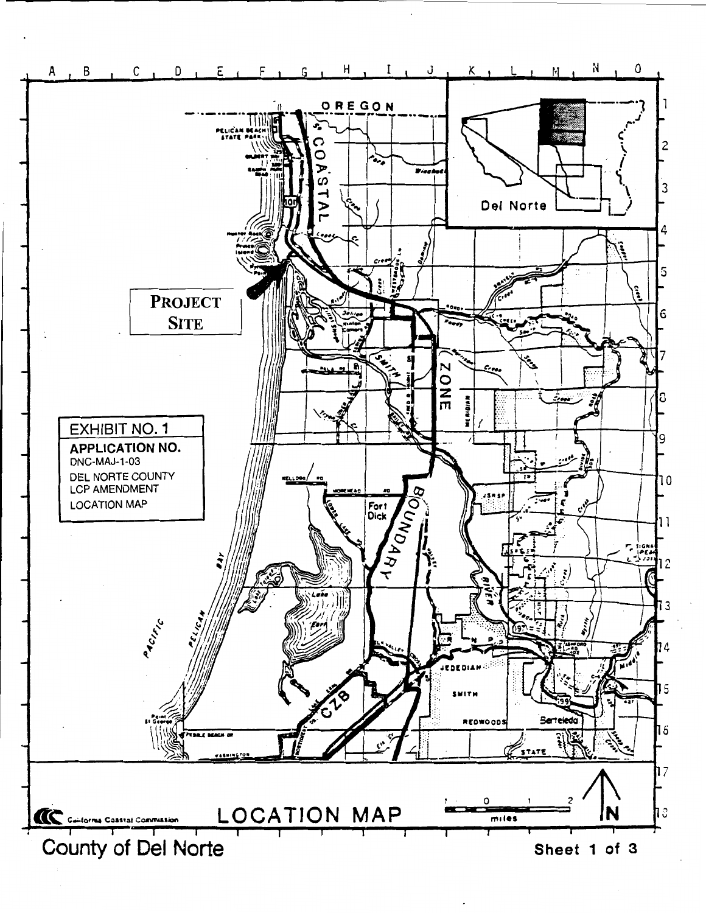**PROJECT SITE**

**EXHIBIT NO. 1**

**APPLICATION NO.**
DNC-MAJ-1-03
DEL NORTE COUNTY
LCP AMENDMENT
LOCATION MAP

## LOCATION MAP

California Coastal Commission

County of Del Norte

**Sheet 1 of 3**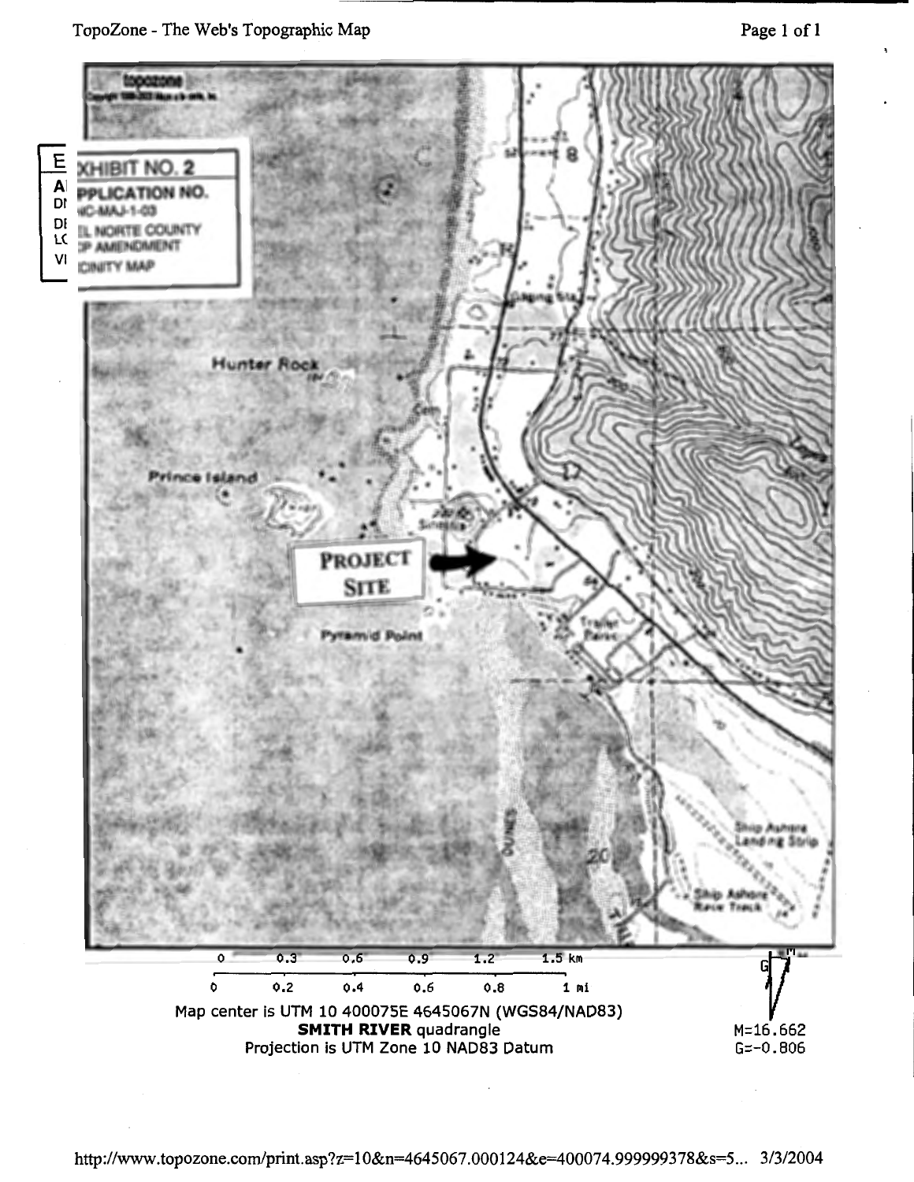TopoZone - The Web's Topographic Map

EXHIBIT NO. 2

APPLICATION NO.

DNC-MAJ-1-03

DEL NORTE COUNTY

LCP AMENDMENT

VICINITY MAP

Hunter Rock

Prince Island

PROJECT SITE

Pyramid Point

Ship Ashore Landing Strip

Ship Ashore Race Track

0 0.3 0.6 0.9 1.2 1.5 km

0 0.2 0.4 0.6 0.8 1 mi

Map center is UTM 10 400075E 4645067N (WGS84/NAD83)

**SMITH RIVER** quadrangle

Projection is UTM Zone 10 NAD83 Datum

M=16.662

G=-0.806

http://www.topozone.com/print.asp?z=10&n=4645067.000124&e=400074.999999378&s=5... 3/3/2004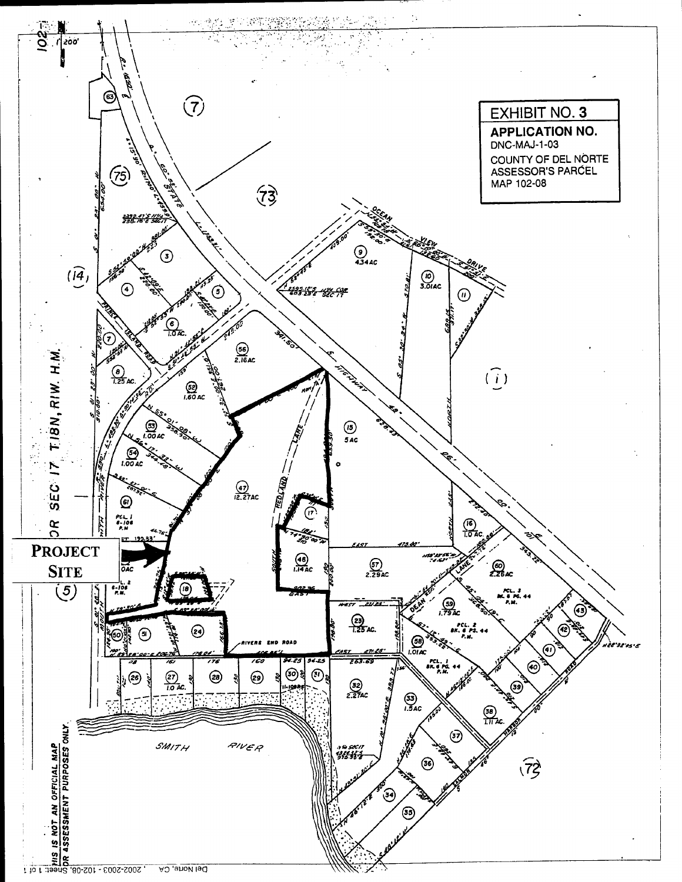**EXHIBIT NO. 3**

**APPLICATION NO.**

DNC-MAJ-1-03

COUNTY OF DEL NORTE ASSESSOR'S PARCEL MAP 102-08

**PROJECT SITE**

SMITH RIVER

HIS IS NOT AN OFFICIAL MAP OR ASSESSMENT PURPOSES ONLY.

Del Norte, CA , 2002-2003 - 102-08, Sheet: 1 of 1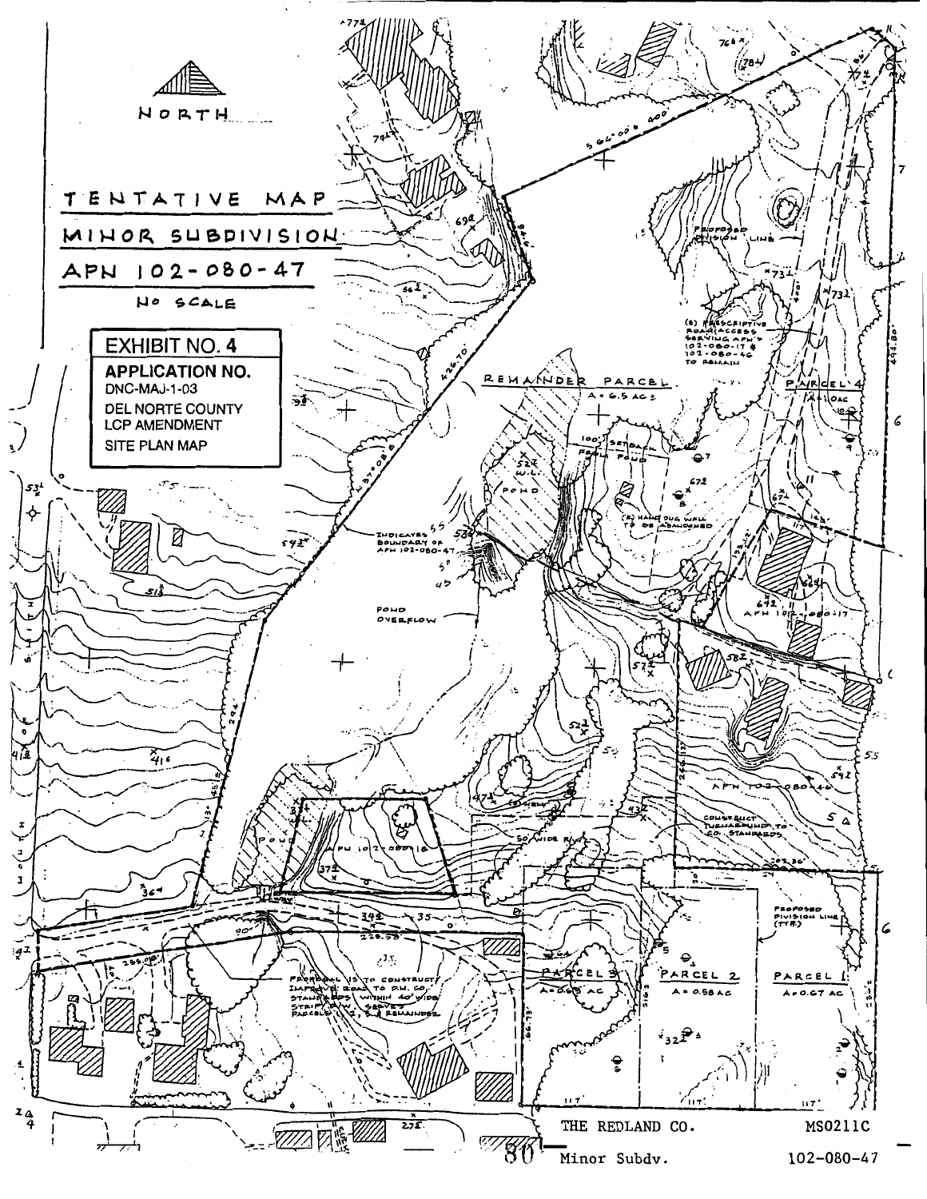NORTH

# TENTATIVE MAP
# MINOR SUBDIVISION
# APN 102-080-47

NO SCALE

**EXHIBIT NO. 4**

**APPLICATION NO.**
DNC-MAJ-1-03
DEL NORTE COUNTY
LCP AMENDMENT
SITE PLAN MAP

REMAINDER PARCEL
A = 6.5 AC±

PARCEL 4
A = 1.10 AC

PARCEL 3
A = 0.65 AC

PARCEL 2
A = 0.58 AC

PARCEL 1
A = 0.67 AC

PROPOSED DIVISION LINE

(E) PRESCRIPTIVE ROAD ACCESS SERVING APN'S 102-080-17 & 102-080-46 TO REMAIN

100' SETBACK FROM POND

(E) HAND DUG WELL TO BE ABANDONED

INDICATES BOUNDARY OF APN 102-080-47

POND

POND OVERFLOW

APN 102-080-17

APN 102-080-46

APN 102-080-16

CONSTRUCT TURNAROUND TO CO. STANDARDS

50' WIDE R/W

PROPOSED DIVISION LINE (TYP.)

PROPOSAL IS TO CONSTRUCT/IMPROVE ROAD TO D.N. CO. STANDARDS WITHIN 40' WIDE STRIP. R/W SERVES PARCELS 1, 2, 3, & REMAINDER

S 64°00' E 400'

THE REDLAND CO. MS0211C
Minor Subdv. 102-080-47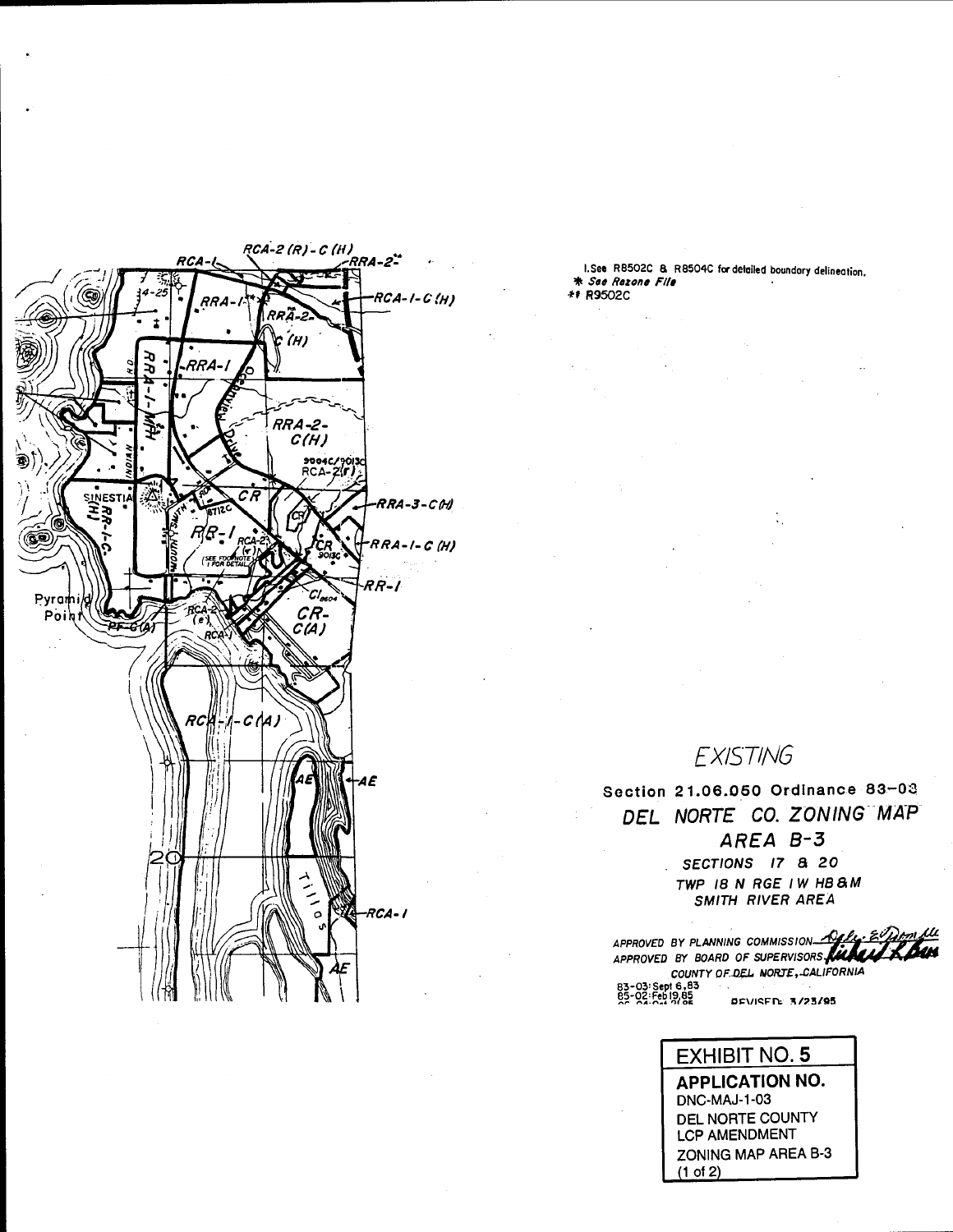1.See R8502C & R8504C for detailed boundary delineation.
* See Rezone File
** R9502C

EXISTING

**Section 21.06.050 Ordinance 83-03**

*DEL NORTE CO. ZONING MAP*

*AREA B-3*

*SECTIONS 17 & 20*

*TWP 18 N RGE 1 W HB&M*

*SMITH RIVER AREA*

APPROVED BY PLANNING COMMISSION

APPROVED BY BOARD OF SUPERVISORS

COUNTY OF DEL NORTE, CALIFORNIA

83-03: Sept 6,83
85-02: Feb 19,85

REVISED: 3/23/95

**EXHIBIT NO. 5**

**APPLICATION NO.**
DNC-MAJ-1-03
DEL NORTE COUNTY
LCP AMENDMENT
ZONING MAP AREA B-3
(1 of 2)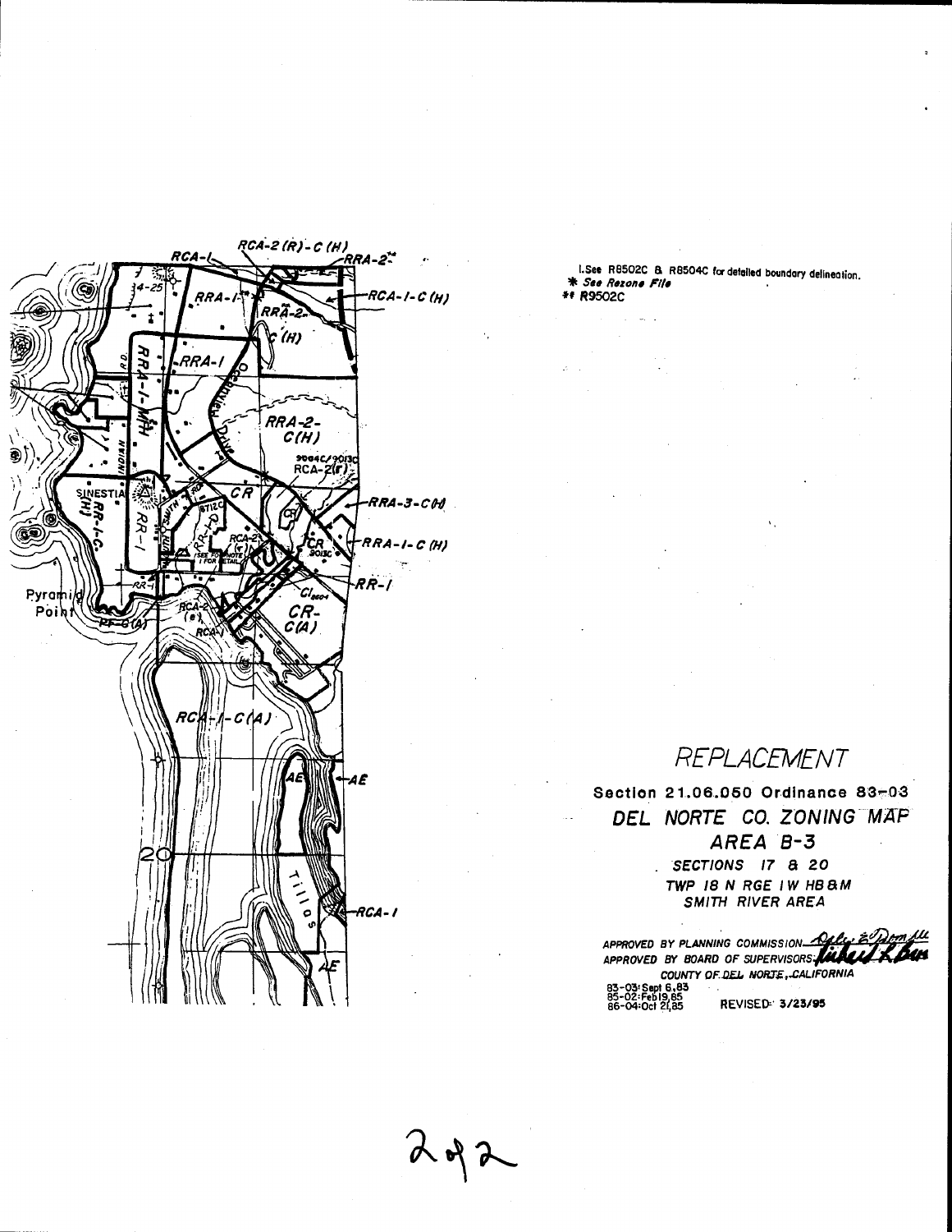1.See R8502C & R8504C for detailed boundary delineation.
*See Rezone File*
** R9502C

# REPLACEMENT

**Section 21.06.050 Ordinance 83-03**

***DEL NORTE CO. ZONING MAP***

***AREA B-3***

*SECTIONS 17 & 20*

*TWP 18 N RGE 1 W HB&M*

*SMITH RIVER AREA*

*APPROVED BY PLANNING COMMISSION*

*APPROVED BY BOARD OF SUPERVISORS*

*COUNTY OF DEL NORTE, CALIFORNIA*

83-03: Sept 6, 83
85-02: Feb 19, 85
86-04: Oct 21, 85

REVISED: 3/23/95

2 of 2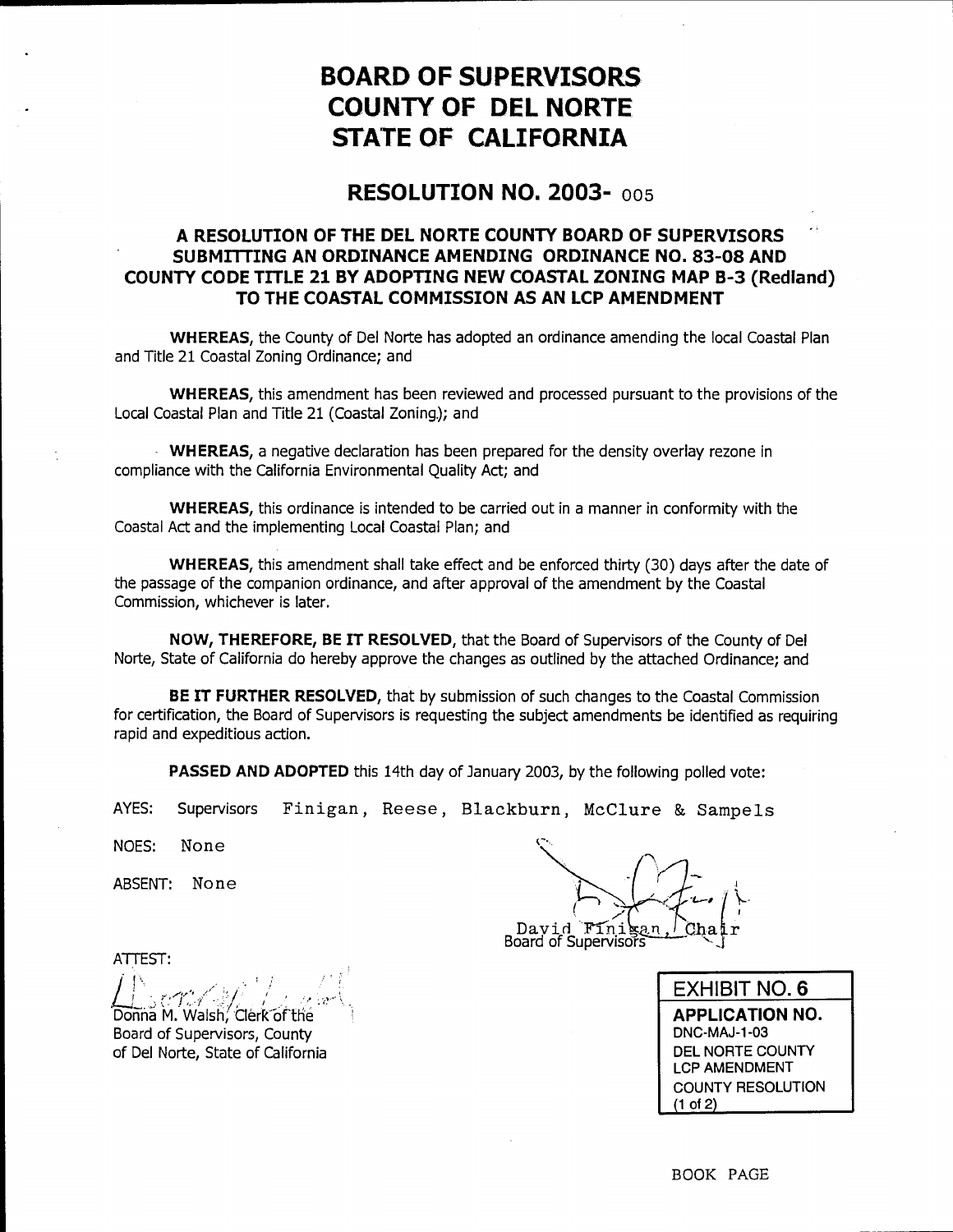# BOARD OF SUPERVISORS
# COUNTY OF DEL NORTE
# STATE OF CALIFORNIA

## RESOLUTION NO. 2003- 005

### A RESOLUTION OF THE DEL NORTE COUNTY BOARD OF SUPERVISORS SUBMITTING AN ORDINANCE AMENDING ORDINANCE NO. 83-08 AND COUNTY CODE TITLE 21 BY ADOPTING NEW COASTAL ZONING MAP B-3 (Redland) TO THE COASTAL COMMISSION AS AN LCP AMENDMENT

**WHEREAS,** the County of Del Norte has adopted an ordinance amending the local Coastal Plan and Title 21 Coastal Zoning Ordinance; and

**WHEREAS,** this amendment has been reviewed and processed pursuant to the provisions of the Local Coastal Plan and Title 21 (Coastal Zoning); and

**WHEREAS,** a negative declaration has been prepared for the density overlay rezone in compliance with the California Environmental Quality Act; and

**WHEREAS,** this ordinance is intended to be carried out in a manner in conformity with the Coastal Act and the implementing Local Coastal Plan; and

**WHEREAS,** this amendment shall take effect and be enforced thirty (30) days after the date of the passage of the companion ordinance, and after approval of the amendment by the Coastal Commission, whichever is later.

**NOW, THEREFORE, BE IT RESOLVED,** that the Board of Supervisors of the County of Del Norte, State of California do hereby approve the changes as outlined by the attached Ordinance; and

**BE IT FURTHER RESOLVED,** that by submission of such changes to the Coastal Commission for certification, the Board of Supervisors is requesting the subject amendments be identified as requiring rapid and expeditious action.

**PASSED AND ADOPTED** this 14th day of January 2003, by the following polled vote:

AYES: Supervisors Finigan, Reese, Blackburn, McClure & Sampels

NOES: None

ABSENT: None

David Finigan, Chair
Board of Supervisors

ATTEST:

Donna M. Walsh, Clerk of the
Board of Supervisors, County
of Del Norte, State of California

**EXHIBIT NO. 6**
**APPLICATION NO.**
DNC-MAJ-1-03
DEL NORTE COUNTY
LCP AMENDMENT
COUNTY RESOLUTION
(1 of 2)

BOOK PAGE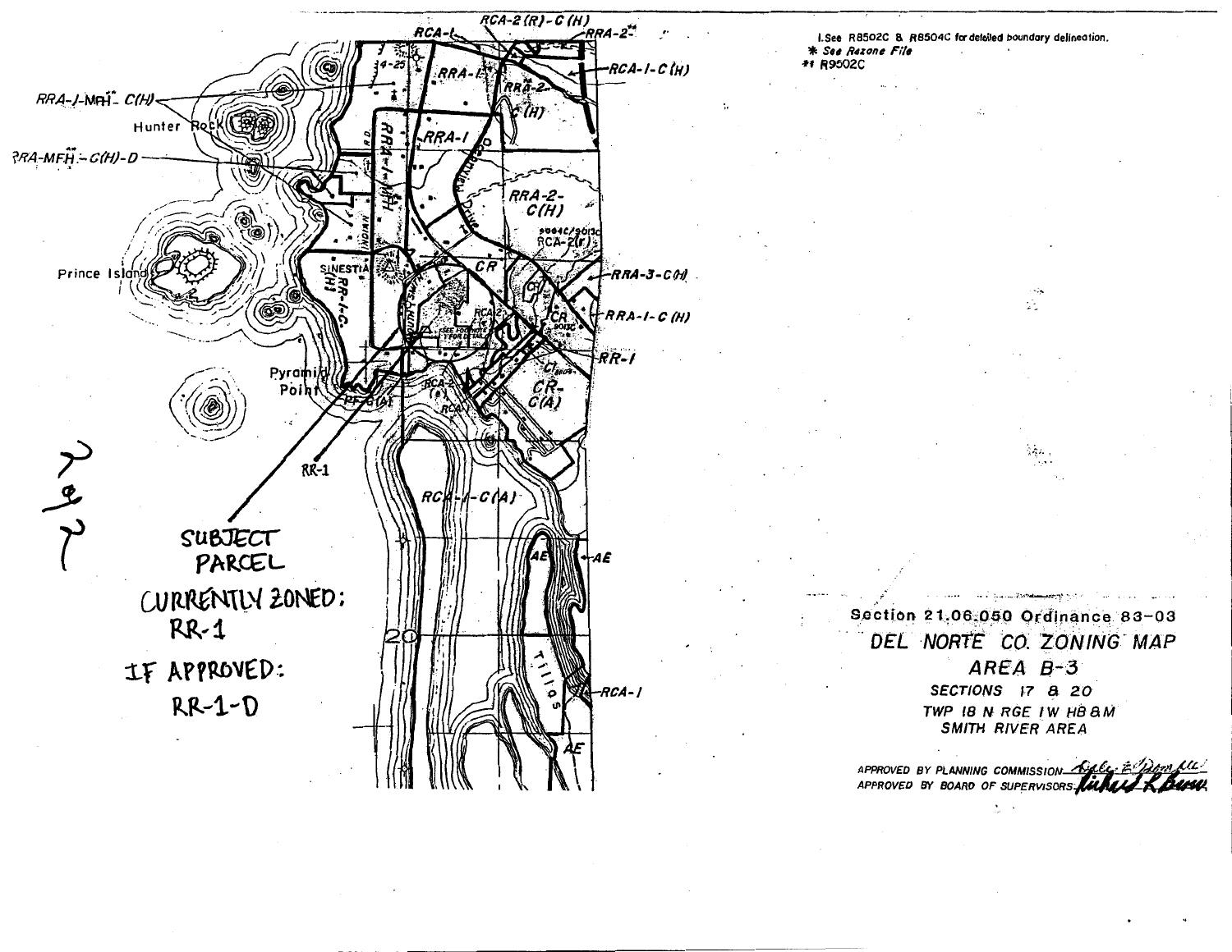1. See R8502C & R8504C for detailed boundary delineation.
* See Rezone File
*1 R9502C

RRA-1-MFH*- C(H)

RRA-MFH*- C(H)-D

RCA-2(R)-C(H)

RCA-1

RRA-2*

RCA-1-C(H)

RRA-1

RRA-2-C(H)

RRA-3-C(H)

RRA-1-C(H)

RR-1

CR

CR-C(A)

RCA-1-C(A)

AE

RCA-1

RR-1

Hunter Rock

Prince Island

Pyramid Point

SUBJECT PARCEL

CURRENTLY ZONED: RR-1

IF APPROVED: RR-1-D

Section 21.06.050 Ordinance 83-03

DEL NORTE CO. ZONING MAP

AREA B-3

SECTIONS 17 & 20

TWP 18 N RGE 1W HB&M

SMITH RIVER AREA

APPROVED BY PLANNING COMMISSION

APPROVED BY BOARD OF SUPERVISORS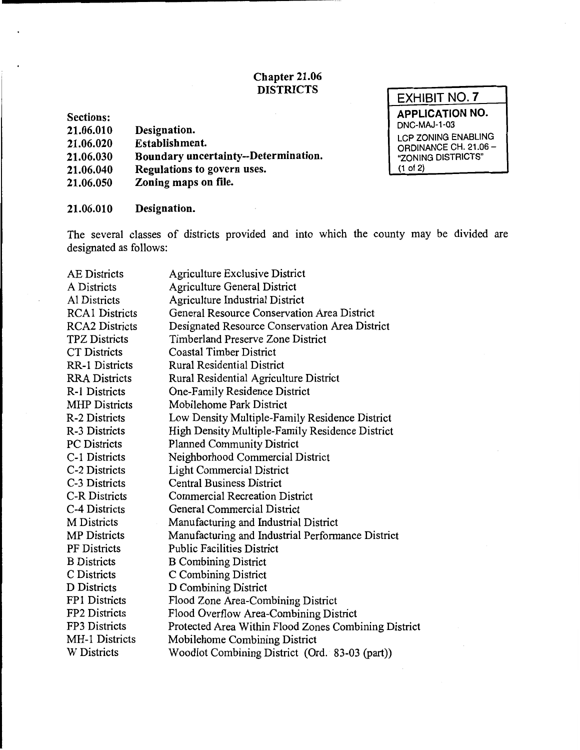# Chapter 21.06
# DISTRICTS

**EXHIBIT NO. 7**

**APPLICATION NO.**
DNC-MAJ-1-03
LCP ZONING ENABLING ORDINANCE CH. 21.06 – "ZONING DISTRICTS"
(1 of 2)

**Sections:**

| | |
|---|---|
| **21.06.010** | **Designation.** |
| **21.06.020** | **Establishment.** |
| **21.06.030** | **Boundary uncertainty--Determination.** |
| **21.06.040** | **Regulations to govern uses.** |
| **21.06.050** | **Zoning maps on file.** |

## 21.06.010 Designation.

The several classes of districts provided and into which the county may be divided are designated as follows:

| | |
|---|---|
| AE Districts | Agriculture Exclusive District |
| A Districts | Agriculture General District |
| AI Districts | Agriculture Industrial District |
| RCA1 Districts | General Resource Conservation Area District |
| RCA2 Districts | Designated Resource Conservation Area District |
| TPZ Districts | Timberland Preserve Zone District |
| CT Districts | Coastal Timber District |
| RR-1 Districts | Rural Residential District |
| RRA Districts | Rural Residential Agriculture District |
| R-1 Districts | One-Family Residence District |
| MHP Districts | Mobilehome Park District |
| R-2 Districts | Low Density Multiple-Family Residence District |
| R-3 Districts | High Density Multiple-Family Residence District |
| PC Districts | Planned Community District |
| C-1 Districts | Neighborhood Commercial District |
| C-2 Districts | Light Commercial District |
| C-3 Districts | Central Business District |
| C-R Districts | Commercial Recreation District |
| C-4 Districts | General Commercial District |
| M Districts | Manufacturing and Industrial District |
| MP Districts | Manufacturing and Industrial Performance District |
| PF Districts | Public Facilities District |
| B Districts | B Combining District |
| C Districts | C Combining District |
| D Districts | D Combining District |
| FP1 Districts | Flood Zone Area-Combining District |
| FP2 Districts | Flood Overflow Area-Combining District |
| FP3 Districts | Protected Area Within Flood Zones Combining District |
| MH-1 Districts | Mobilehome Combining District |
| W Districts | Woodlot Combining District (Ord. 83-03 (part)) |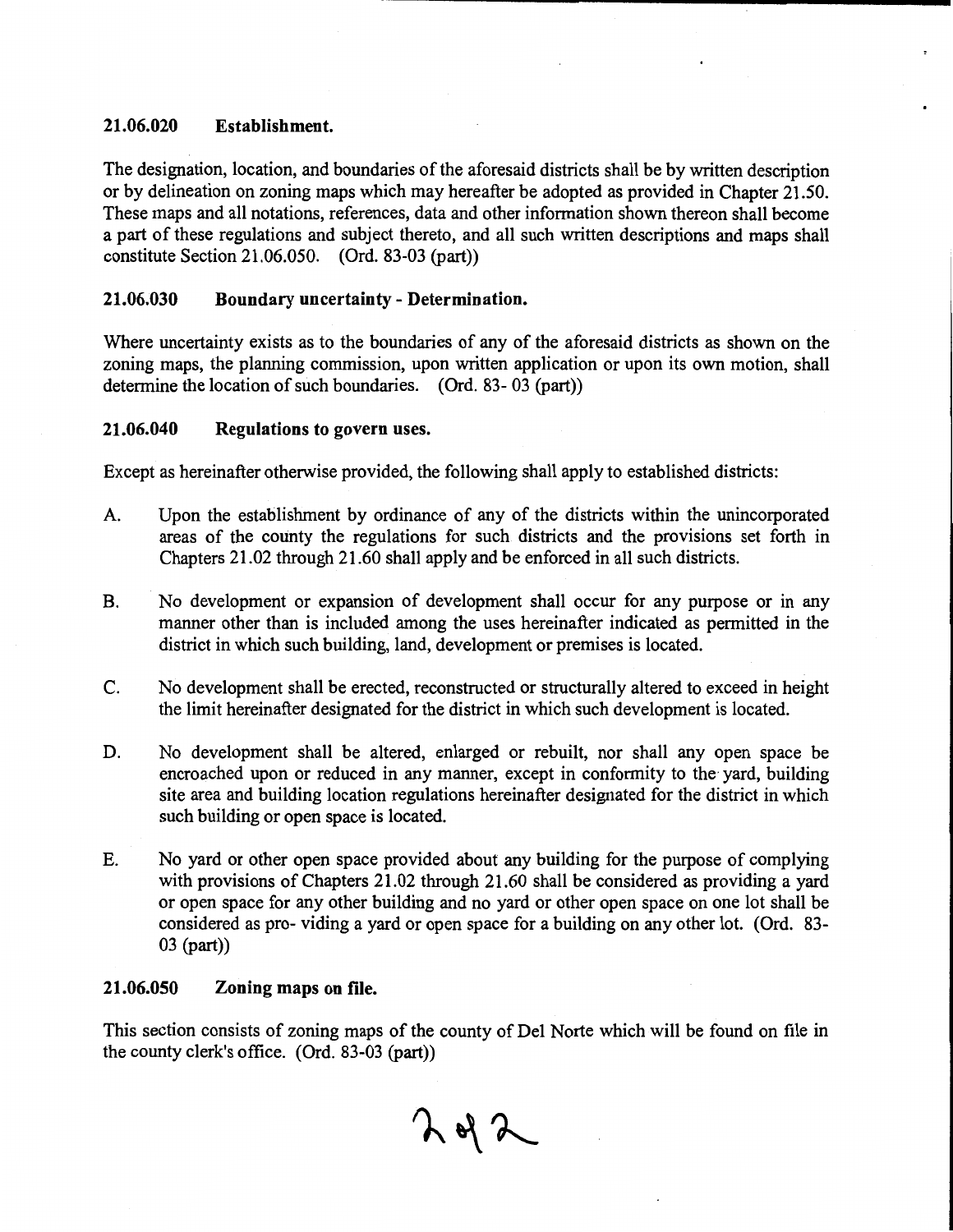### 21.06.020 Establishment.

The designation, location, and boundaries of the aforesaid districts shall be by written description or by delineation on zoning maps which may hereafter be adopted as provided in Chapter 21.50. These maps and all notations, references, data and other information shown thereon shall become a part of these regulations and subject thereto, and all such written descriptions and maps shall constitute Section 21.06.050. (Ord. 83-03 (part))

### 21.06.030 Boundary uncertainty - Determination.

Where uncertainty exists as to the boundaries of any of the aforesaid districts as shown on the zoning maps, the planning commission, upon written application or upon its own motion, shall determine the location of such boundaries. (Ord. 83- 03 (part))

### 21.06.040 Regulations to govern uses.

Except as hereinafter otherwise provided, the following shall apply to established districts:

A. Upon the establishment by ordinance of any of the districts within the unincorporated areas of the county the regulations for such districts and the provisions set forth in Chapters 21.02 through 21.60 shall apply and be enforced in all such districts.

B. No development or expansion of development shall occur for any purpose or in any manner other than is included among the uses hereinafter indicated as permitted in the district in which such building, land, development or premises is located.

C. No development shall be erected, reconstructed or structurally altered to exceed in height the limit hereinafter designated for the district in which such development is located.

D. No development shall be altered, enlarged or rebuilt, nor shall any open space be encroached upon or reduced in any manner, except in conformity to the yard, building site area and building location regulations hereinafter designated for the district in which such building or open space is located.

E. No yard or other open space provided about any building for the purpose of complying with provisions of Chapters 21.02 through 21.60 shall be considered as providing a yard or open space for any other building and no yard or other open space on one lot shall be considered as pro- viding a yard or open space for a building on any other lot. (Ord. 83-03 (part))

### 21.06.050 Zoning maps on file.

This section consists of zoning maps of the county of Del Norte which will be found on file in the county clerk's office. (Ord. 83-03 (part))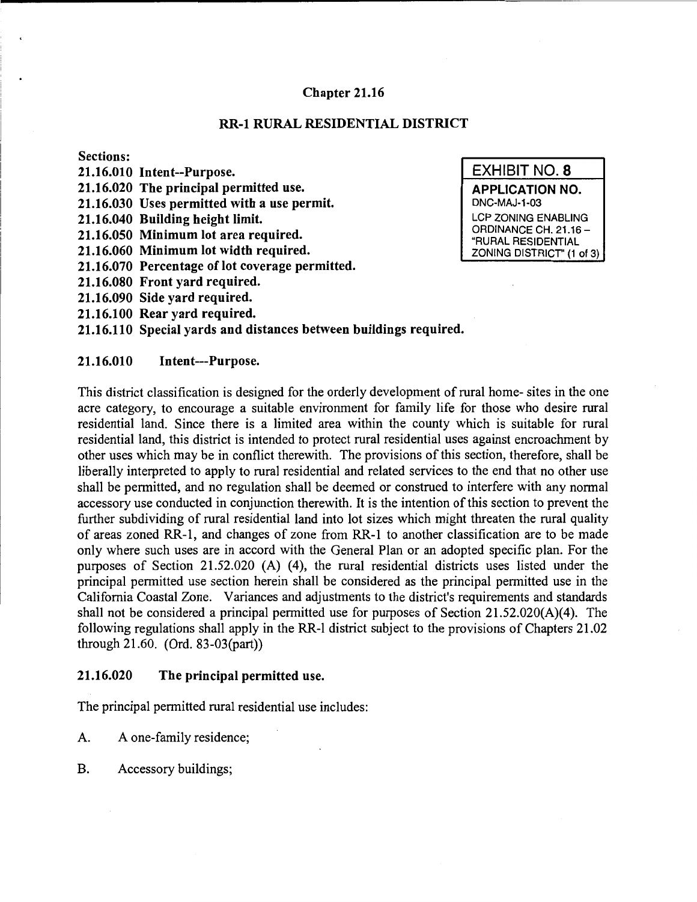# Chapter 21.16

## RR-1 RURAL RESIDENTIAL DISTRICT

**EXHIBIT NO. 8**
**APPLICATION NO.**
DNC-MAJ-1-03
LCP ZONING ENABLING ORDINANCE CH. 21.16 – "RURAL RESIDENTIAL ZONING DISTRICT" (1 of 3)

**Sections:**
**21.16.010 Intent--Purpose.**
**21.16.020 The principal permitted use.**
**21.16.030 Uses permitted with a use permit.**
**21.16.040 Building height limit.**
**21.16.050 Minimum lot area required.**
**21.16.060 Minimum lot width required.**
**21.16.070 Percentage of lot coverage permitted.**
**21.16.080 Front yard required.**
**21.16.090 Side yard required.**
**21.16.100 Rear yard required.**
**21.16.110 Special yards and distances between buildings required.**

### 21.16.010 Intent---Purpose.

This district classification is designed for the orderly development of rural home- sites in the one acre category, to encourage a suitable environment for family life for those who desire rural residential land. Since there is a limited area within the county which is suitable for rural residential land, this district is intended to protect rural residential uses against encroachment by other uses which may be in conflict therewith. The provisions of this section, therefore, shall be liberally interpreted to apply to rural residential and related services to the end that no other use shall be permitted, and no regulation shall be deemed or construed to interfere with any normal accessory use conducted in conjunction therewith. It is the intention of this section to prevent the further subdividing of rural residential land into lot sizes which might threaten the rural quality of areas zoned RR-1, and changes of zone from RR-1 to another classification are to be made only where such uses are in accord with the General Plan or an adopted specific plan. For the purposes of Section 21.52.020 (A) (4), the rural residential districts uses listed under the principal permitted use section herein shall be considered as the principal permitted use in the California Coastal Zone. Variances and adjustments to the district's requirements and standards shall not be considered a principal permitted use for purposes of Section 21.52.020(A)(4). The following regulations shall apply in the RR-1 district subject to the provisions of Chapters 21.02 through 21.60. (Ord. 83-03(part))

### 21.16.020 The principal permitted use.

The principal permitted rural residential use includes:

A. A one-family residence;

B. Accessory buildings;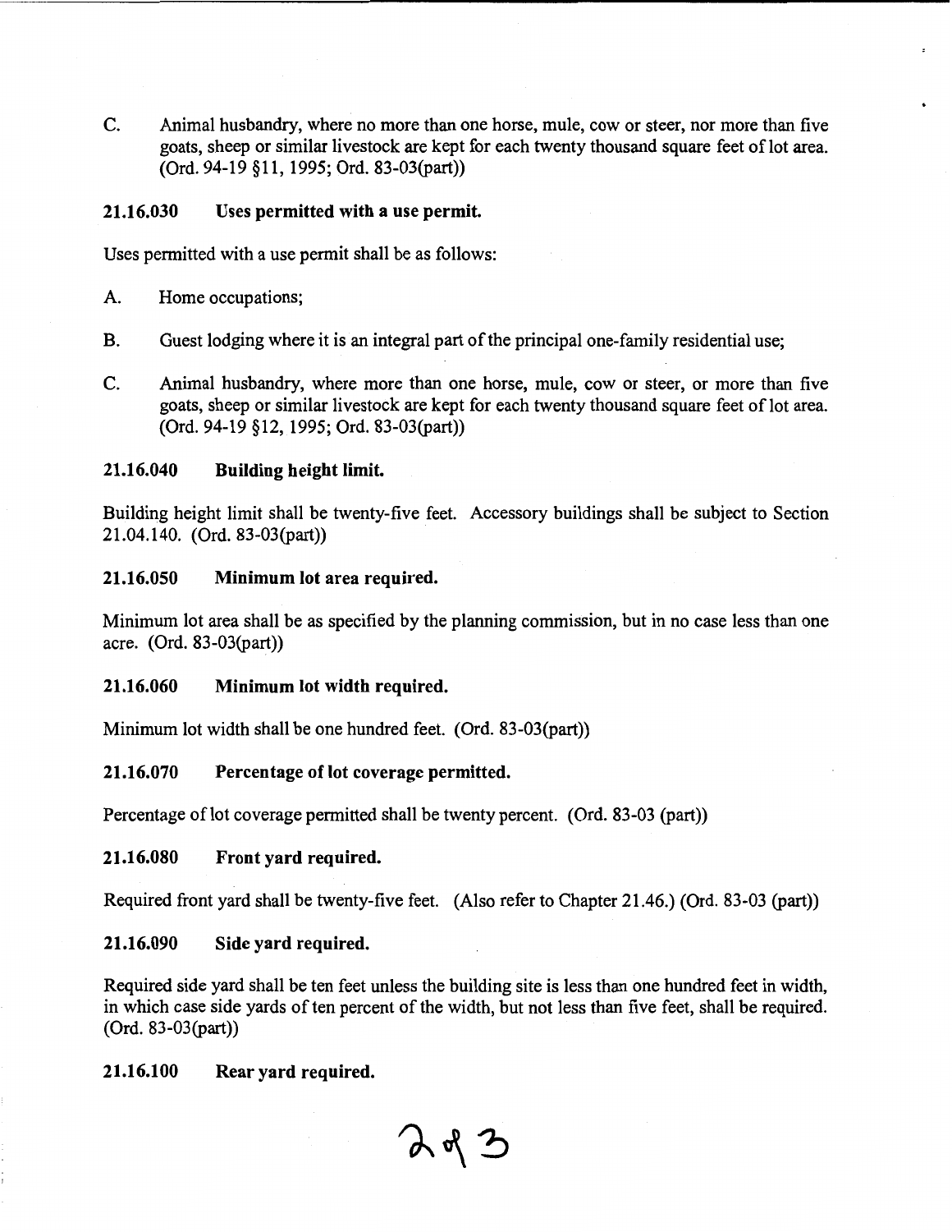C. Animal husbandry, where no more than one horse, mule, cow or steer, nor more than five goats, sheep or similar livestock are kept for each twenty thousand square feet of lot area. (Ord. 94-19 §11, 1995; Ord. 83-03(part))

### 21.16.030 Uses permitted with a use permit.

Uses permitted with a use permit shall be as follows:

A. Home occupations;

B. Guest lodging where it is an integral part of the principal one-family residential use;

C. Animal husbandry, where more than one horse, mule, cow or steer, or more than five goats, sheep or similar livestock are kept for each twenty thousand square feet of lot area. (Ord. 94-19 §12, 1995; Ord. 83-03(part))

### 21.16.040 Building height limit.

Building height limit shall be twenty-five feet. Accessory buildings shall be subject to Section 21.04.140. (Ord. 83-03(part))

### 21.16.050 Minimum lot area required.

Minimum lot area shall be as specified by the planning commission, but in no case less than one acre. (Ord. 83-03(part))

### 21.16.060 Minimum lot width required.

Minimum lot width shall be one hundred feet. (Ord. 83-03(part))

### 21.16.070 Percentage of lot coverage permitted.

Percentage of lot coverage permitted shall be twenty percent. (Ord. 83-03 (part))

### 21.16.080 Front yard required.

Required front yard shall be twenty-five feet. (Also refer to Chapter 21.46.) (Ord. 83-03 (part))

### 21.16.090 Side yard required.

Required side yard shall be ten feet unless the building site is less than one hundred feet in width, in which case side yards of ten percent of the width, but not less than five feet, shall be required. (Ord. 83-03(part))

### 21.16.100 Rear yard required.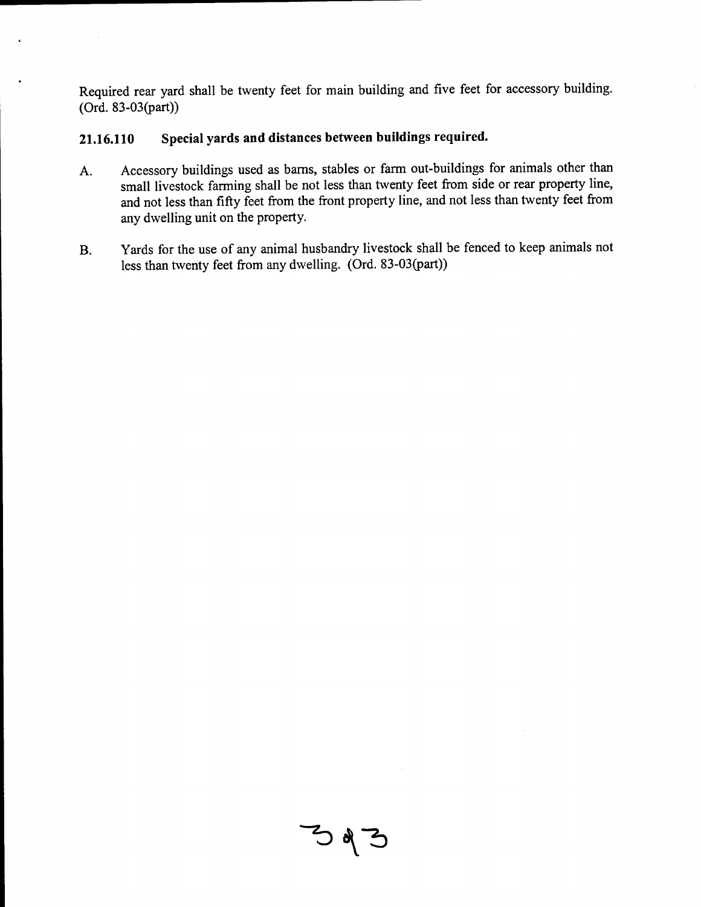Required rear yard shall be twenty feet for main building and five feet for accessory building. (Ord. 83-03(part))

### 21.16.110 Special yards and distances between buildings required.

A. Accessory buildings used as barns, stables or farm out-buildings for animals other than small livestock farming shall be not less than twenty feet from side or rear property line, and not less than fifty feet from the front property line, and not less than twenty feet from any dwelling unit on the property.

B. Yards for the use of any animal husbandry livestock shall be fenced to keep animals not less than twenty feet from any dwelling. (Ord. 83-03(part))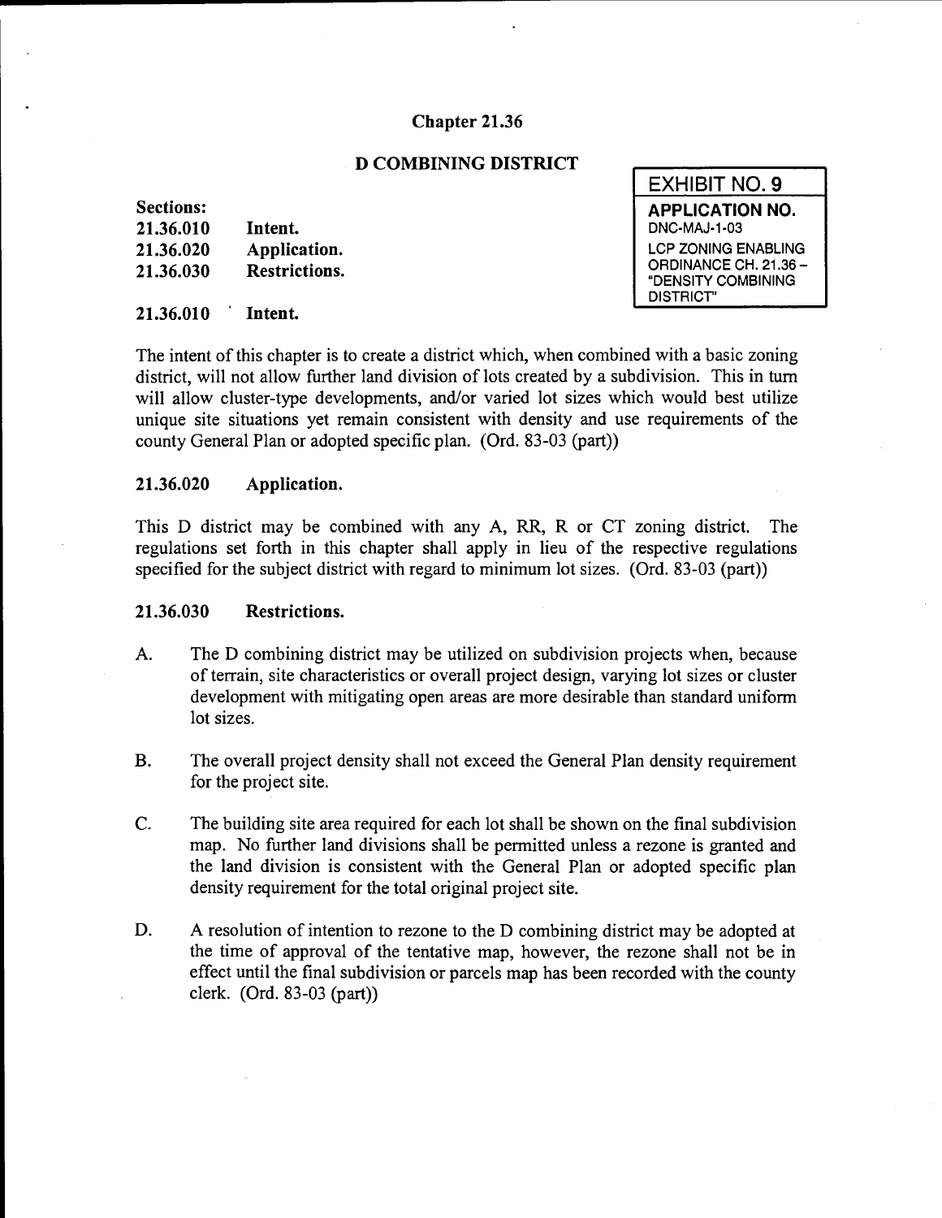# Chapter 21.36

## D COMBINING DISTRICT

**EXHIBIT NO. 9**
**APPLICATION NO.**
DNC-MAJ-1-03
LCP ZONING ENABLING ORDINANCE CH. 21.36 – "DENSITY COMBINING DISTRICT"

**Sections:**

| | |
|---|---|
| **21.36.010** | **Intent.** |
| **21.36.020** | **Application.** |
| **21.36.030** | **Restrictions.** |

### 21.36.010 Intent.

The intent of this chapter is to create a district which, when combined with a basic zoning district, will not allow further land division of lots created by a subdivision. This in turn will allow cluster-type developments, and/or varied lot sizes which would best utilize unique site situations yet remain consistent with density and use requirements of the county General Plan or adopted specific plan. (Ord. 83-03 (part))

### 21.36.020 Application.

This D district may be combined with any A, RR, R or CT zoning district. The regulations set forth in this chapter shall apply in lieu of the respective regulations specified for the subject district with regard to minimum lot sizes. (Ord. 83-03 (part))

### 21.36.030 Restrictions.

A. The D combining district may be utilized on subdivision projects when, because of terrain, site characteristics or overall project design, varying lot sizes or cluster development with mitigating open areas are more desirable than standard uniform lot sizes.

B. The overall project density shall not exceed the General Plan density requirement for the project site.

C. The building site area required for each lot shall be shown on the final subdivision map. No further land divisions shall be permitted unless a rezone is granted and the land division is consistent with the General Plan or adopted specific plan density requirement for the total original project site.

D. A resolution of intention to rezone to the D combining district may be adopted at the time of approval of the tentative map, however, the rezone shall not be in effect until the final subdivision or parcels map has been recorded with the county clerk. (Ord. 83-03 (part))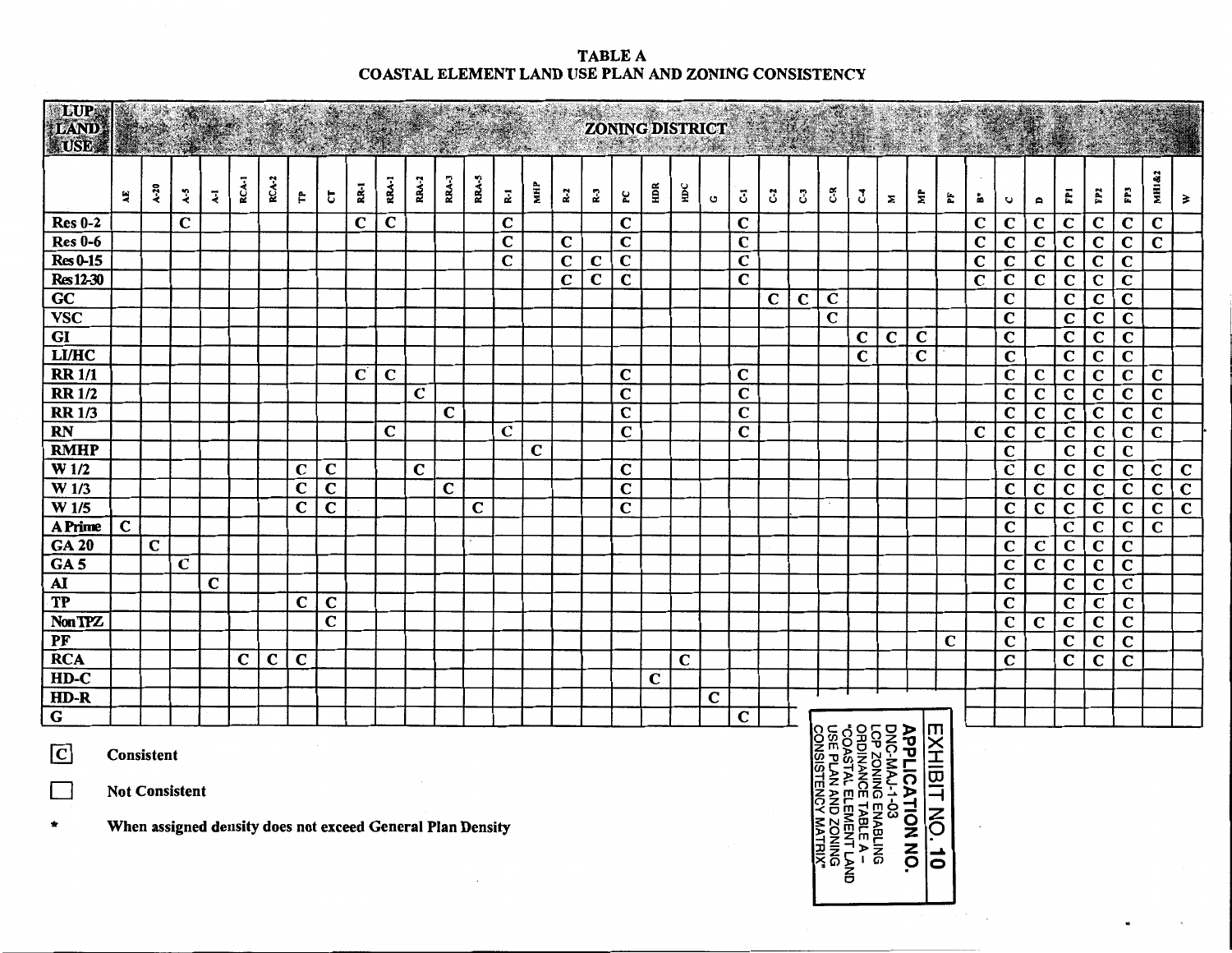# TABLE A
## COASTAL ELEMENT LAND USE PLAN AND ZONING CONSISTENCY

| LUP LAND USE | ZONING DISTRICT | | | | | | | | | | | | | | | | | | | | | | | | | | | | | | | | | | | |
|---|---|---|---|---|---|---|---|---|---|---|---|---|---|---|---|---|---|---|---|---|---|---|---|---|---|---|---|---|---|---|---|---|---|---|---|---|
| | AE | A-20 | A-5 | A-1 | RCA-1 | RCA-2 | TP | CT | RR-1 | RRA-1 | RRA-2 | RRA-3 | RRA-5 | R-1 | MHP | R-2 | R-3 | PC | HDR | HDC | G | C-1 | C-2 | C-3 | C-R | C-4 | M | MP | PF | B* | C | D | FP1 | FP2 | FP3 | MHI&2 | W |
| Res 0-2 | | | C | | | | | | C | C | | | | C | | | | C | | | | C | | | | | | | | C | C | C | C | C | C | C | |
| Res 0-6 | | | | | | | | | | | | | | C | | C | | C | | | | C | | | | | | | | C | C | C | C | C | C | C | |
| Res 0-15 | | | | | | | | | | | | | | C | | C | C | C | | | | C | | | | | | | | C | C | C | C | C | C | | |
| Res 12-30 | | | | | | | | | | | | | | | | C | C | C | | | | C | | | | | | | | C | C | C | C | C | C | | |
| GC | | | | | | | | | | | | | | | | | | | | | | | C | C | C | | | | | | C | | C | C | C | | |
| VSC | | | | | | | | | | | | | | | | | | | | | | | | | C | | | | | | C | | C | C | C | | |
| GI | | | | | | | | | | | | | | | | | | | | | | | | | | C | C | C | | | C | | C | C | C | | |
| LI/HC | | | | | | | | | | | | | | | | | | | | | | | | | | C | | C | | | C | | C | C | C | | |
| RR 1/1 | | | | | | | | | C | C | | | | | | | | C | | | | C | | | | | | | | | C | C | C | C | C | C | |
| RR 1/2 | | | | | | | | | | | C | | | | | | | C | | | | C | | | | | | | | | C | C | C | C | C | C | |
| RR 1/3 | | | | | | | | | | | | C | | | | | | C | | | | C | | | | | | | | | C | C | C | C | C | C | |
| RN | | | | | | | | | | C | | | | C | | | | C | | | | C | | | | | | | | C | C | C | C | C | C | C | |
| RMHP | | | | | | | | | | | | | | | C | | | | | | | | | | | | | | | | C | | C | C | C | | |
| W 1/2 | | | | | | | C | C | | | C | | | | | | | C | | | | | | | | | | | | | C | C | C | C | C | C | C |
| W 1/3 | | | | | | | C | C | | | | C | | | | | | C | | | | | | | | | | | | | C | C | C | C | C | C | C |
| W 1/5 | | | | | | | C | C | | | | | C | | | | | C | | | | | | | | | | | | | C | C | C | C | C | C | C |
| A Prime | C | | | | | | | | | | | | | | | | | | | | | | | | | | | | | | C | | C | C | C | C | |
| GA 20 | | C | | | | | | | | | | | | | | | | | | | | | | | | | | | | | C | C | C | C | C | | |
| GA 5 | | | C | | | | | | | | | | | | | | | | | | | | | | | | | | | | C | C | C | C | C | | |
| AI | | | | C | | | | | | | | | | | | | | | | | | | | | | | | | | | C | | C | C | C | | |
| TP | | | | | | | C | C | | | | | | | | | | | | | | | | | | | | | | | C | | C | C | C | | |
| Non TPZ | | | | | | | | C | | | | | | | | | | | | | | | | | | | | | | | C | C | C | C | C | | |
| PF | | | | | | | | | | | | | | | | | | | | | | | | | | | | | C | | C | | C | C | C | | |
| RCA | | | | | C | C | C | | | | | | | | | | | | | C | | | | | | | | | | | C | | C | C | C | | |
| HD-C | | | | | | | | | | | | | | | | | | | C | | | | | | | | | | | | | | | | | | |
| HD-R | | | | | | | | | | | | | | | | | | | | | C | | | | | | | | | | | | | | | | |
| G | | | | | | | | | | | | | | | | | | | | | | C | | | | | | | | | | | | | | | |

[C] Consistent

[ ] Not Consistent

\* When assigned density does not exceed General Plan Density

**EXHIBIT NO. 10**

**APPLICATION NO.**
DNC-MAJ-1-03
LCP ZONING ENABLING ORDINANCE TABLE A – "COASTAL ELEMENT LAND USE PLAN AND ZONING CONSISTENCY MATRIX"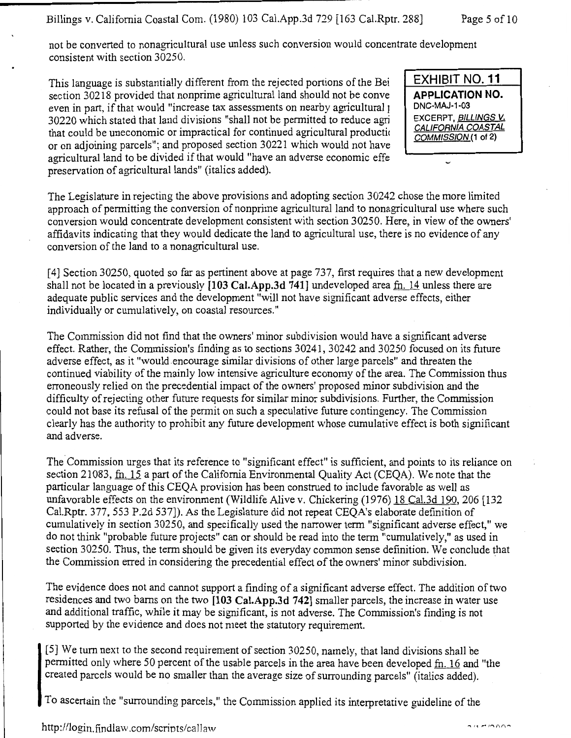not be converted to nonagricultural use unless such conversion would concentrate development consistent with section 30250.

This language is substantially different from the rejected portions of the Bei section 30218 provided that nonprime agricultural land should not be conve even in part, if that would "increase tax assessments on nearby agricultural 30220 which stated that land divisions "shall not be permitted to reduce agri that could be uneconomic or impractical for continued agricultural productio or on adjoining parcels"; and proposed section 30221 which would not have agricultural land to be divided if that would "have an adverse economic effe preservation of agricultural lands" (italics added).

**EXHIBIT NO. 11**
**APPLICATION NO.**
DNC-MAJ-1-03
EXCERPT, *BILLINGS V. CALIFORNIA COASTAL COMMISSION* (1 of 2)

The Legislature in rejecting the above provisions and adopting section 30242 chose the more limited approach of permitting the conversion of nonprime agricultural land to nonagricultural use where such conversion would concentrate development consistent with section 30250. Here, in view of the owners' affidavits indicating that they would dedicate the land to agricultural use, there is no evidence of any conversion of the land to a nonagricultural use.

[4] Section 30250, quoted so far as pertinent above at page 737, first requires that a new development shall not be located in a previously **[103 Cal.App.3d 741]** undeveloped area fn. 14 unless there are adequate public services and the development "will not have significant adverse effects, either individually or cumulatively, on coastal resources."

The Commission did not find that the owners' minor subdivision would have a significant adverse effect. Rather, the Commission's finding as to sections 30241, 30242 and 30250 focused on its future adverse effect, as it "would encourage similar divisions of other large parcels" and threaten the continued viability of the mainly low intensive agriculture economy of the area. The Commission thus erroneously relied on the precedential impact of the owners' proposed minor subdivision and the difficulty of rejecting other future requests for similar minor subdivisions. Further, the Commission could not base its refusal of the permit on such a speculative future contingency. The Commission clearly has the authority to prohibit any future development whose cumulative effect is both significant and adverse.

The Commission urges that its reference to "significant effect" is sufficient, and points to its reliance on section 21083, fn. 15 a part of the California Environmental Quality Act (CEQA). We note that the particular language of this CEQA provision has been construed to include favorable as well as unfavorable effects on the environment (Wildlife Alive v. Chickering (1976) 18 Cal.3d 190, 206 [132 Cal.Rptr. 377, 553 P.2d 537]). As the Legislature did not repeat CEQA's elaborate definition of cumulatively in section 30250, and specifically used the narrower term "significant adverse effect," we do not think "probable future projects" can or should be read into the term "cumulatively," as used in section 30250. Thus, the term should be given its everyday common sense definition. We conclude that the Commission erred in considering the precedential effect of the owners' minor subdivision.

The evidence does not and cannot support a finding of a significant adverse effect. The addition of two residences and two barns on the two **[103 Cal.App.3d 742]** smaller parcels, the increase in water use and additional traffic, while it may be significant, is not adverse. The Commission's finding is not supported by the evidence and does not meet the statutory requirement.

[5] We turn next to the second requirement of section 30250, namely, that land divisions shall be permitted only where 50 percent of the usable parcels in the area have been developed fn. 16 and "the created parcels would be no smaller than the average size of surrounding parcels" (italics added).

To ascertain the "surrounding parcels," the Commission applied its interpretative guideline of the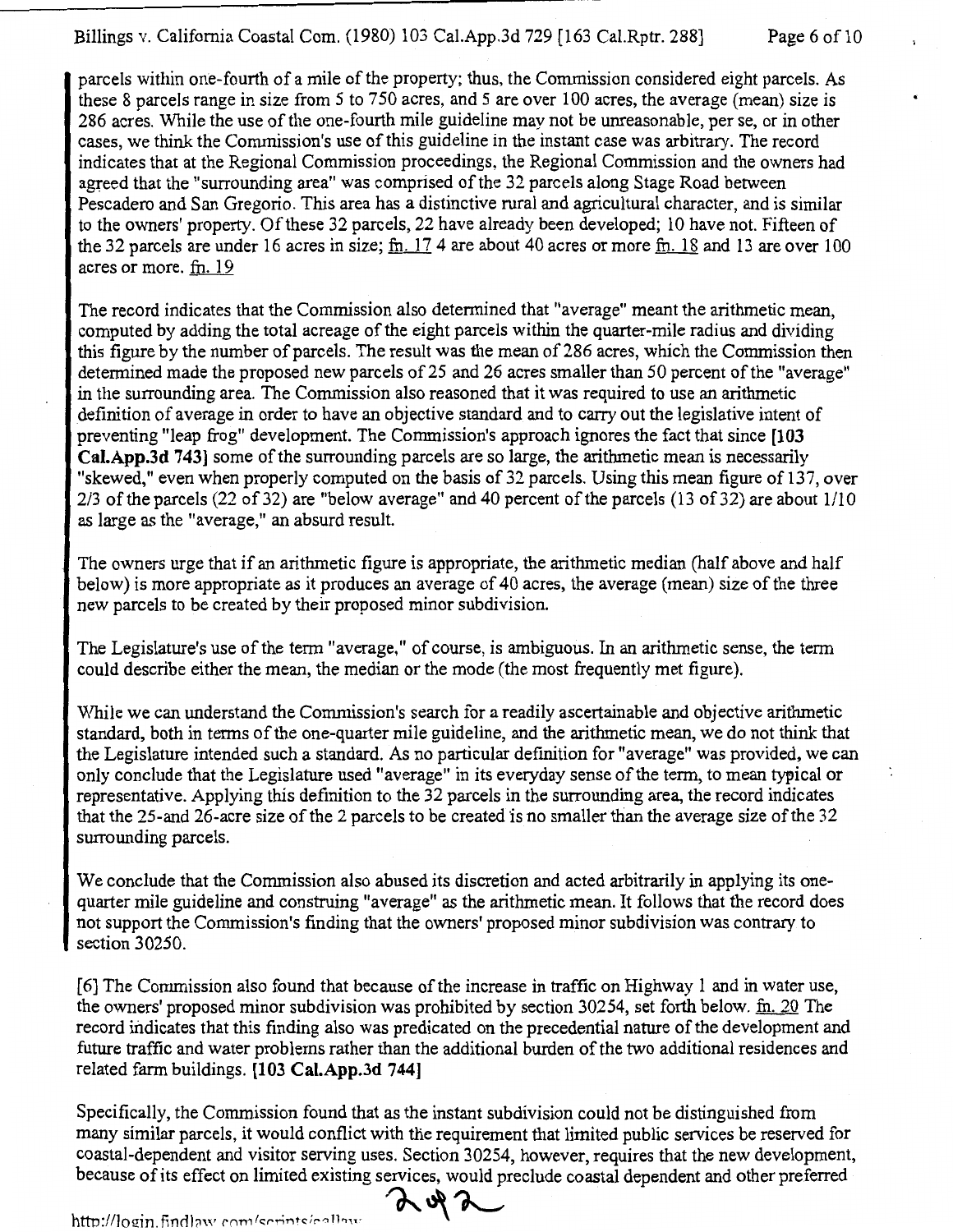parcels within one-fourth of a mile of the property; thus, the Commission considered eight parcels. As these 8 parcels range in size from 5 to 750 acres, and 5 are over 100 acres, the average (mean) size is 286 acres. While the use of the one-fourth mile guideline may not be unreasonable, per se, or in other cases, we think the Commission's use of this guideline in the instant case was arbitrary. The record indicates that at the Regional Commission proceedings, the Regional Commission and the owners had agreed that the "surrounding area" was comprised of the 32 parcels along Stage Road between Pescadero and San Gregorio. This area has a distinctive rural and agricultural character, and is similar to the owners' property. Of these 32 parcels, 22 have already been developed; 10 have not. Fifteen of the 32 parcels are under 16 acres in size; fn. 17 4 are about 40 acres or more fn. 18 and 13 are over 100 acres or more. fn. 19

The record indicates that the Commission also determined that "average" meant the arithmetic mean, computed by adding the total acreage of the eight parcels within the quarter-mile radius and dividing this figure by the number of parcels. The result was the mean of 286 acres, which the Commission then determined made the proposed new parcels of 25 and 26 acres smaller than 50 percent of the "average" in the surrounding area. The Commission also reasoned that it was required to use an arithmetic definition of average in order to have an objective standard and to carry out the legislative intent of preventing "leap frog" development. The Commission's approach ignores the fact that since **[103 Cal.App.3d 743]** some of the surrounding parcels are so large, the arithmetic mean is necessarily "skewed," even when properly computed on the basis of 32 parcels. Using this mean figure of 137, over 2/3 of the parcels (22 of 32) are "below average" and 40 percent of the parcels (13 of 32) are about 1/10 as large as the "average," an absurd result.

The owners urge that if an arithmetic figure is appropriate, the arithmetic median (half above and half below) is more appropriate as it produces an average of 40 acres, the average (mean) size of the three new parcels to be created by their proposed minor subdivision.

The Legislature's use of the term "average," of course, is ambiguous. In an arithmetic sense, the term could describe either the mean, the median or the mode (the most frequently met figure).

While we can understand the Commission's search for a readily ascertainable and objective arithmetic standard, both in terms of the one-quarter mile guideline, and the arithmetic mean, we do not think that the Legislature intended such a standard. As no particular definition for "average" was provided, we can only conclude that the Legislature used "average" in its everyday sense of the term, to mean typical or representative. Applying this definition to the 32 parcels in the surrounding area, the record indicates that the 25-and 26-acre size of the 2 parcels to be created is no smaller than the average size of the 32 surrounding parcels.

We conclude that the Commission also abused its discretion and acted arbitrarily in applying its one-quarter mile guideline and construing "average" as the arithmetic mean. It follows that the record does not support the Commission's finding that the owners' proposed minor subdivision was contrary to section 30250.

[6] The Commission also found that because of the increase in traffic on Highway 1 and in water use, the owners' proposed minor subdivision was prohibited by section 30254, set forth below. fn. 20 The record indicates that this finding also was predicated on the precedential nature of the development and future traffic and water problems rather than the additional burden of the two additional residences and related farm buildings. **[103 Cal.App.3d 744]**

Specifically, the Commission found that as the instant subdivision could not be distinguished from many similar parcels, it would conflict with the requirement that limited public services be reserved for coastal-dependent and visitor serving uses. Section 30254, however, requires that the new development, because of its effect on limited existing services, would preclude coastal dependent and other preferred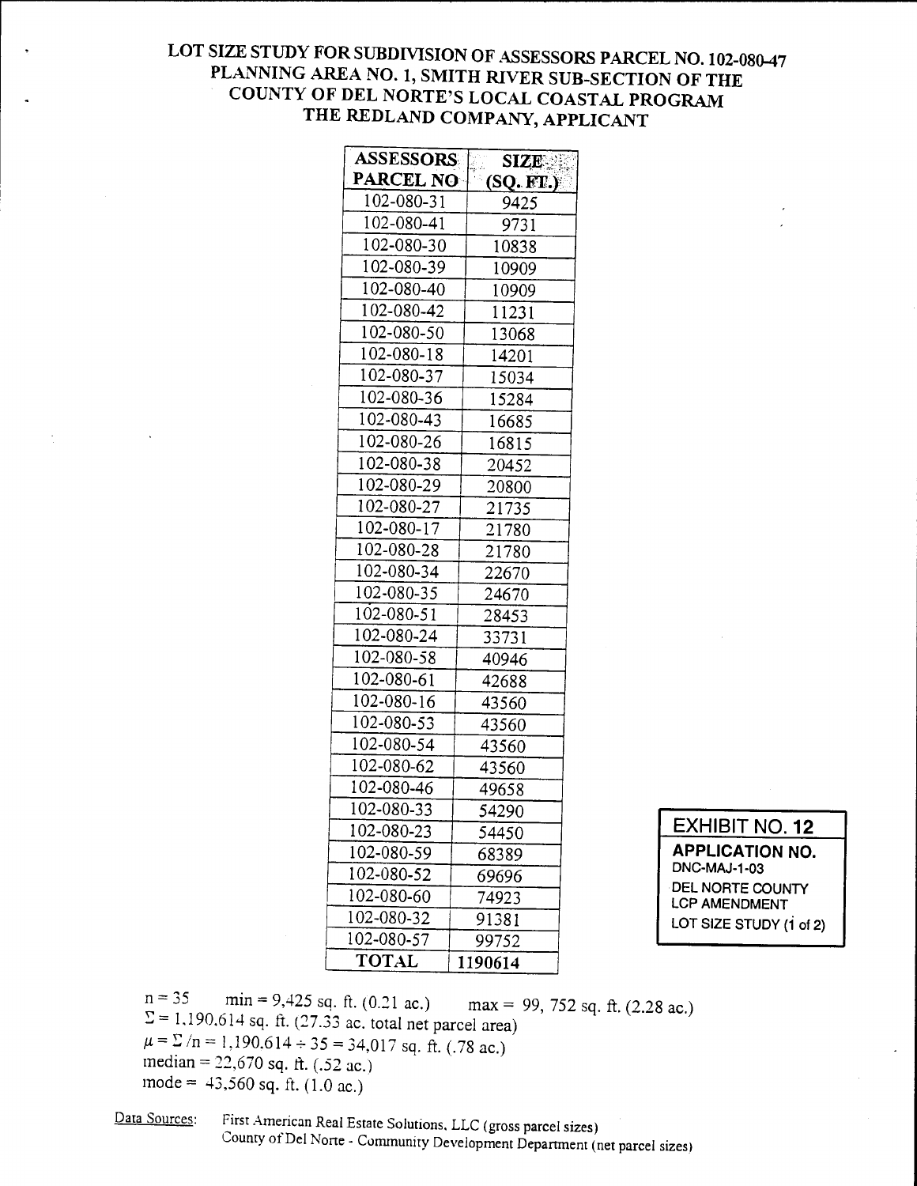# LOT SIZE STUDY FOR SUBDIVISION OF ASSESSORS PARCEL NO. 102-080-47
## PLANNING AREA NO. 1, SMITH RIVER SUB-SECTION OF THE COUNTY OF DEL NORTE'S LOCAL COASTAL PROGRAM
## THE REDLAND COMPANY, APPLICANT

| ASSESSORS PARCEL NO | SIZE (SQ. FT.) |
|---|---|
| 102-080-31 | 9425 |
| 102-080-41 | 9731 |
| 102-080-30 | 10838 |
| 102-080-39 | 10909 |
| 102-080-40 | 10909 |
| 102-080-42 | 11231 |
| 102-080-50 | 13068 |
| 102-080-18 | 14201 |
| 102-080-37 | 15034 |
| 102-080-36 | 15284 |
| 102-080-43 | 16685 |
| 102-080-26 | 16815 |
| 102-080-38 | 20452 |
| 102-080-29 | 20800 |
| 102-080-27 | 21735 |
| 102-080-17 | 21780 |
| 102-080-28 | 21780 |
| 102-080-34 | 22670 |
| 102-080-35 | 24670 |
| 102-080-51 | 28453 |
| 102-080-24 | 33731 |
| 102-080-58 | 40946 |
| 102-080-61 | 42688 |
| 102-080-16 | 43560 |
| 102-080-53 | 43560 |
| 102-080-54 | 43560 |
| 102-080-62 | 43560 |
| 102-080-46 | 49658 |
| 102-080-33 | 54290 |
| 102-080-23 | 54450 |
| 102-080-59 | 68389 |
| 102-080-52 | 69696 |
| 102-080-60 | 74923 |
| 102-080-32 | 91381 |
| 102-080-57 | 99752 |
| **TOTAL** | **1190614** |

**EXHIBIT NO. 12**
**APPLICATION NO.**
DNC-MAJ-1-03
DEL NORTE COUNTY
LCP AMENDMENT
LOT SIZE STUDY (1 of 2)

$n = 35$ min = 9,425 sq. ft. (0.21 ac.) max = 99, 752 sq. ft. (2.28 ac.)
$\Sigma$ = 1,190,614 sq. ft. (27.33 ac. total net parcel area)
$\mu = \Sigma / n$ = 1,190,614 ÷ 35 = 34,017 sq. ft. (.78 ac.)
median = 22,670 sq. ft. (.52 ac.)
mode = 43,560 sq. ft. (1.0 ac.)

Data Sources: First American Real Estate Solutions, LLC (gross parcel sizes)
County of Del Norte - Community Development Department (net parcel sizes)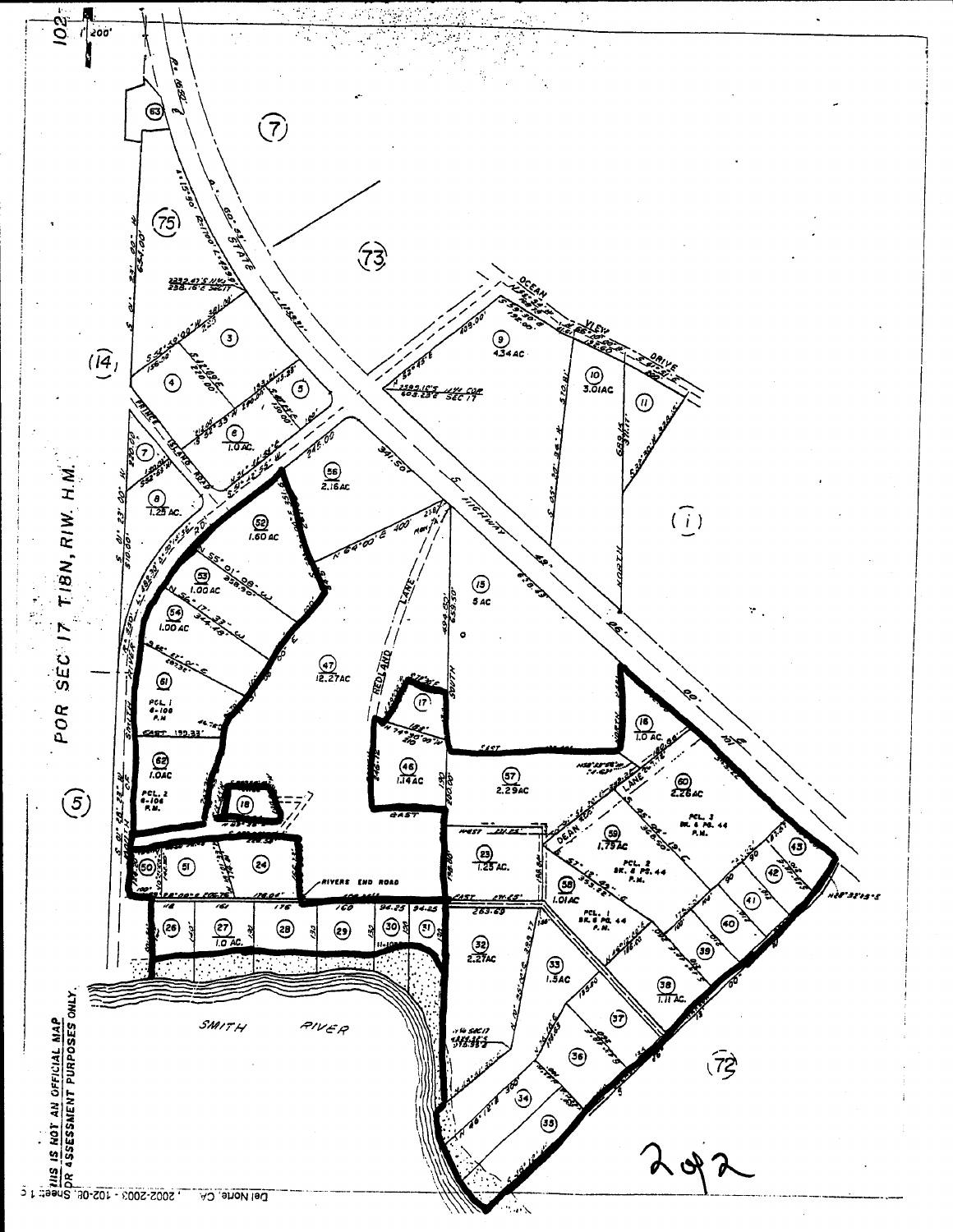102

1" = 200'

POR SEC 17 T.18N, R1W. H.M.

STATE HIGHWAY 101

OCEAN VIEW DRIVE

PRINCE ISLAND ROAD

SMITH RIVER ROAD

REDLAND LANE

RIVERS END ROAD

DEAN LANE

SMITH RIVER

(7) (73) (14) (5) (1) (72) (75)

63

3 4 5 6 1.0 AC. 7 8 1.25 AC.

9 4.34 AC

10 3.01 AC

11

56 2.16 AC

52 1.60 AC

53 1.00 AC

54 1.00 AC

61 PCL. 1 6-108 P.M.

62 1.0 AC PCL. 2 6-108 P.M.

47 12.27 AC

15 5 AC

17

46 1.14 AC

16 1.0 AC.

57 2.29 AC

60 2.26 AC PCL. 3 BK. 8 PG. 44 P.M.

59 1.75 AC PCL. 2 BK. 8 PG. 44 P.M.

58 1.01 AC PCL. 1 BK. 8 PG. 44 P.M.

18

50 51 24

23 1.25 AC.

26 27 1.0 AC. 28 29 30 31

32 2.27 AC

33 1.5 AC

34 35 36 37

38 1.11 AC.

39 40 41 42 43

THIS IS NOT AN OFFICIAL MAP FOR ASSESSMENT PURPOSES ONLY.

2 of 2